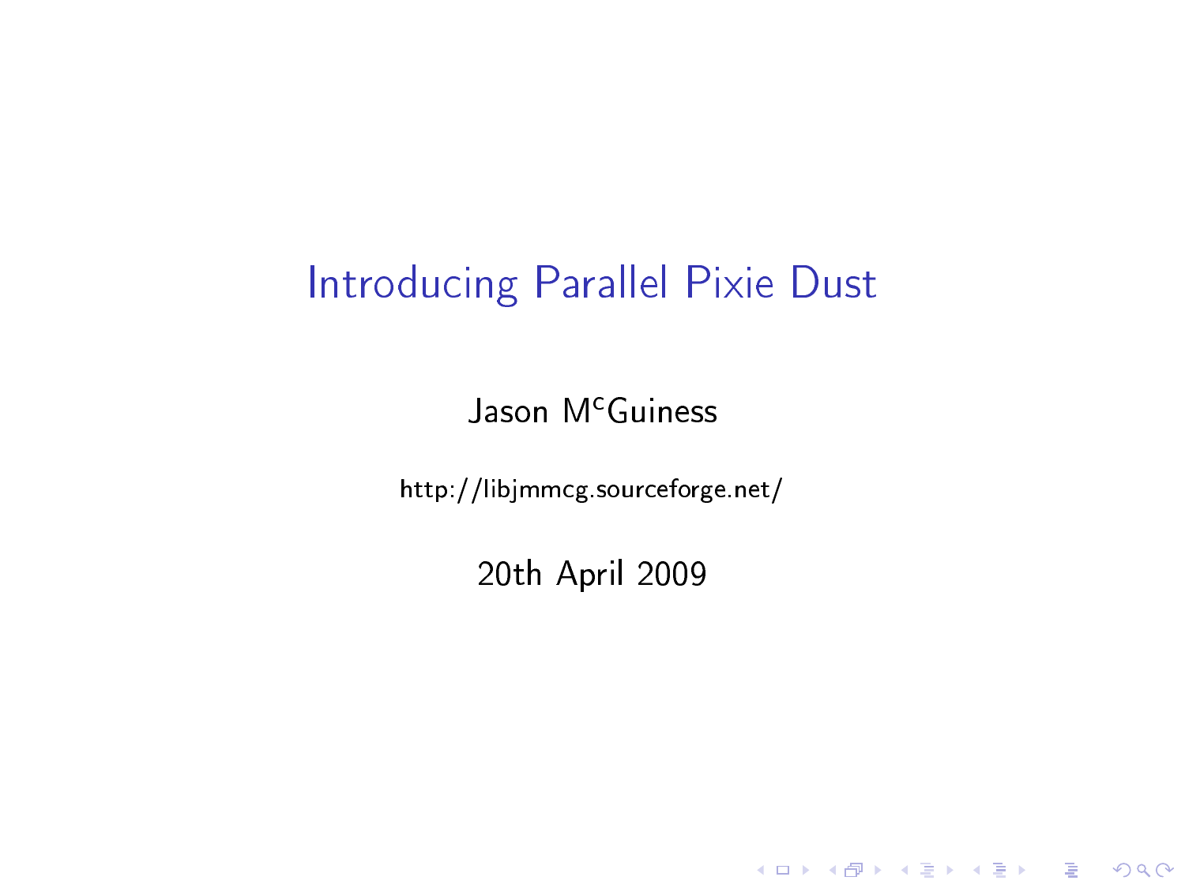# Introducing Parallel Pixie Dust

Jason M$^{c}$Guiness

http://libjmmcg.sourceforge.net/

20th April 2009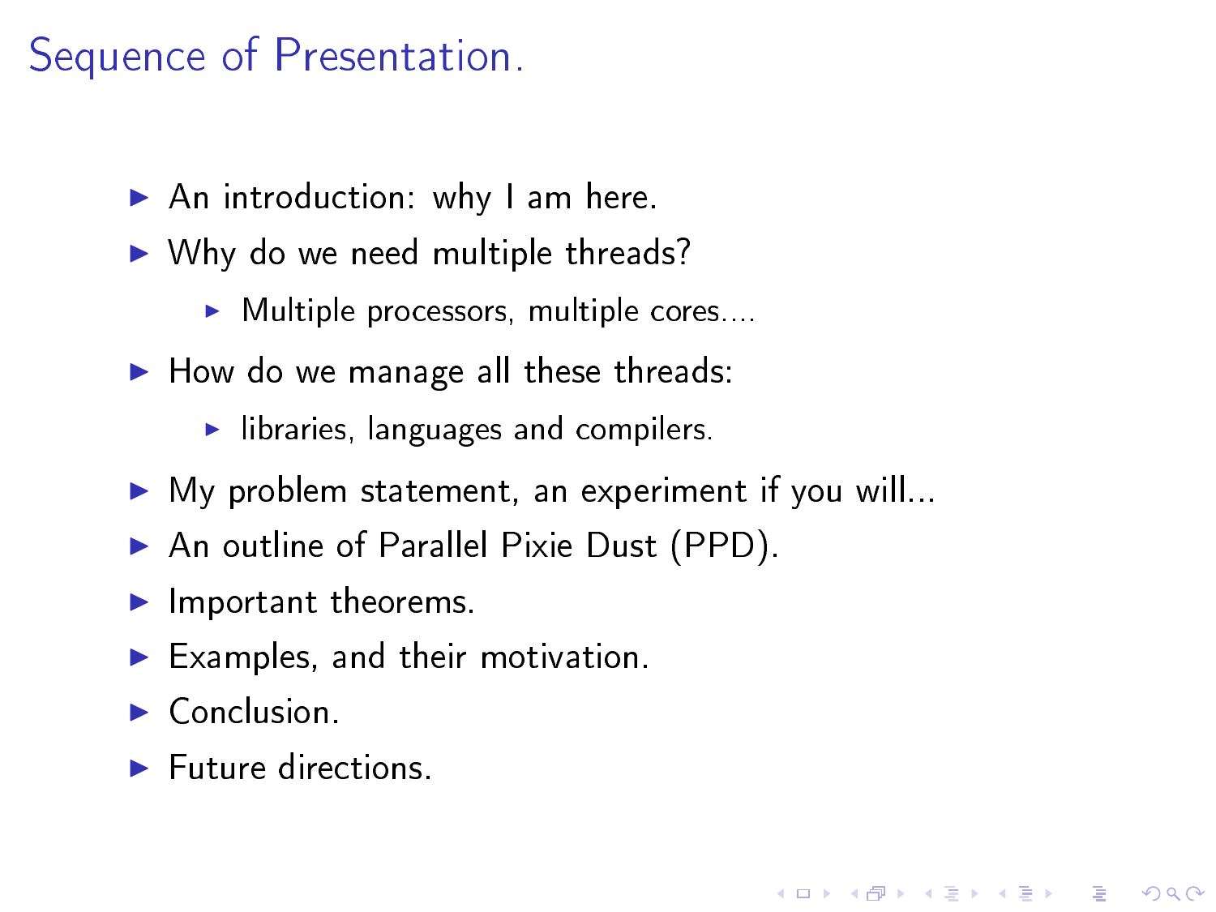# Sequence of Presentation.

- An introduction: why I am here.
- Why do we need multiple threads?
  - Multiple processors, multiple cores....
- How do we manage all these threads:
  - libraries, languages and compilers.
- My problem statement, an experiment if you will...
- An outline of Parallel Pixie Dust (PPD).
- Important theorems.
- Examples, and their motivation.
- Conclusion.
- Future directions.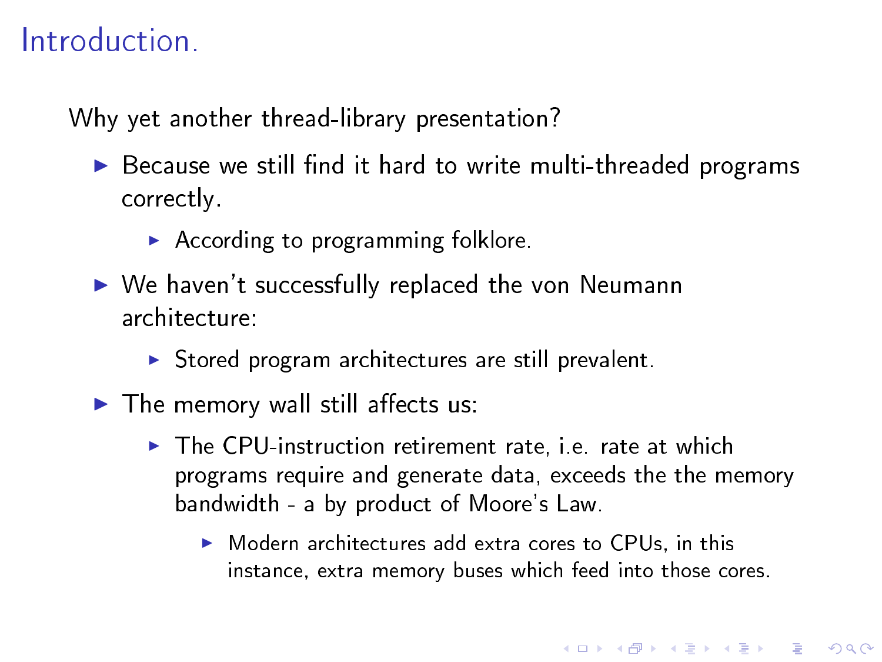# Introduction.

Why yet another thread-library presentation?

- Because we still find it hard to write multi-threaded programs correctly.
  - According to programming folklore.
- We haven't successfully replaced the von Neumann architecture:
  - Stored program architectures are still prevalent.
- The memory wall still affects us:
  - The CPU-instruction retirement rate, i.e. rate at which programs require and generate data, exceeds the the memory bandwidth - a by product of Moore's Law.
    - Modern architectures add extra cores to CPUs, in this instance, extra memory buses which feed into those cores.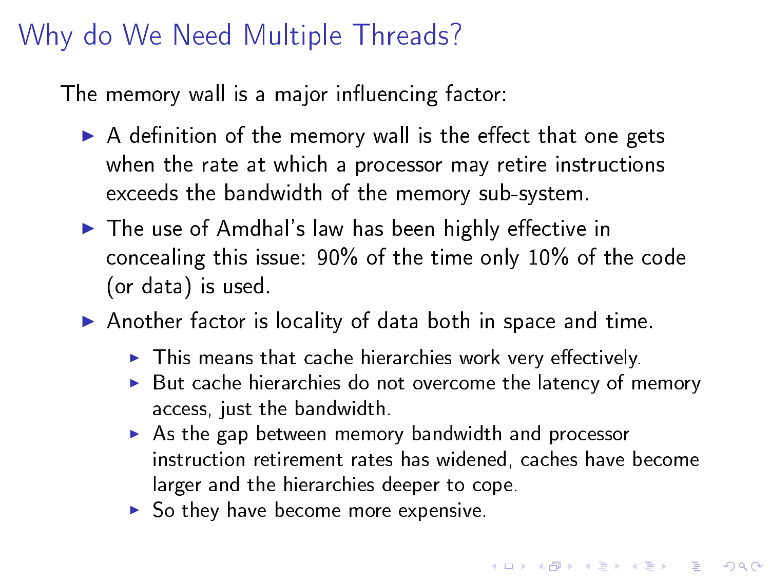# Why do We Need Multiple Threads?

The memory wall is a major influencing factor:

- A definition of the memory wall is the effect that one gets when the rate at which a processor may retire instructions exceeds the bandwidth of the memory sub-system.
- The use of Amdhal's law has been highly effective in concealing this issue: 90% of the time only 10% of the code (or data) is used.
- Another factor is locality of data both in space and time.
  - This means that cache hierarchies work very effectively.
  - But cache hierarchies do not overcome the latency of memory access, just the bandwidth.
  - As the gap between memory bandwidth and processor instruction retirement rates has widened, caches have become larger and the hierarchies deeper to cope.
  - So they have become more expensive.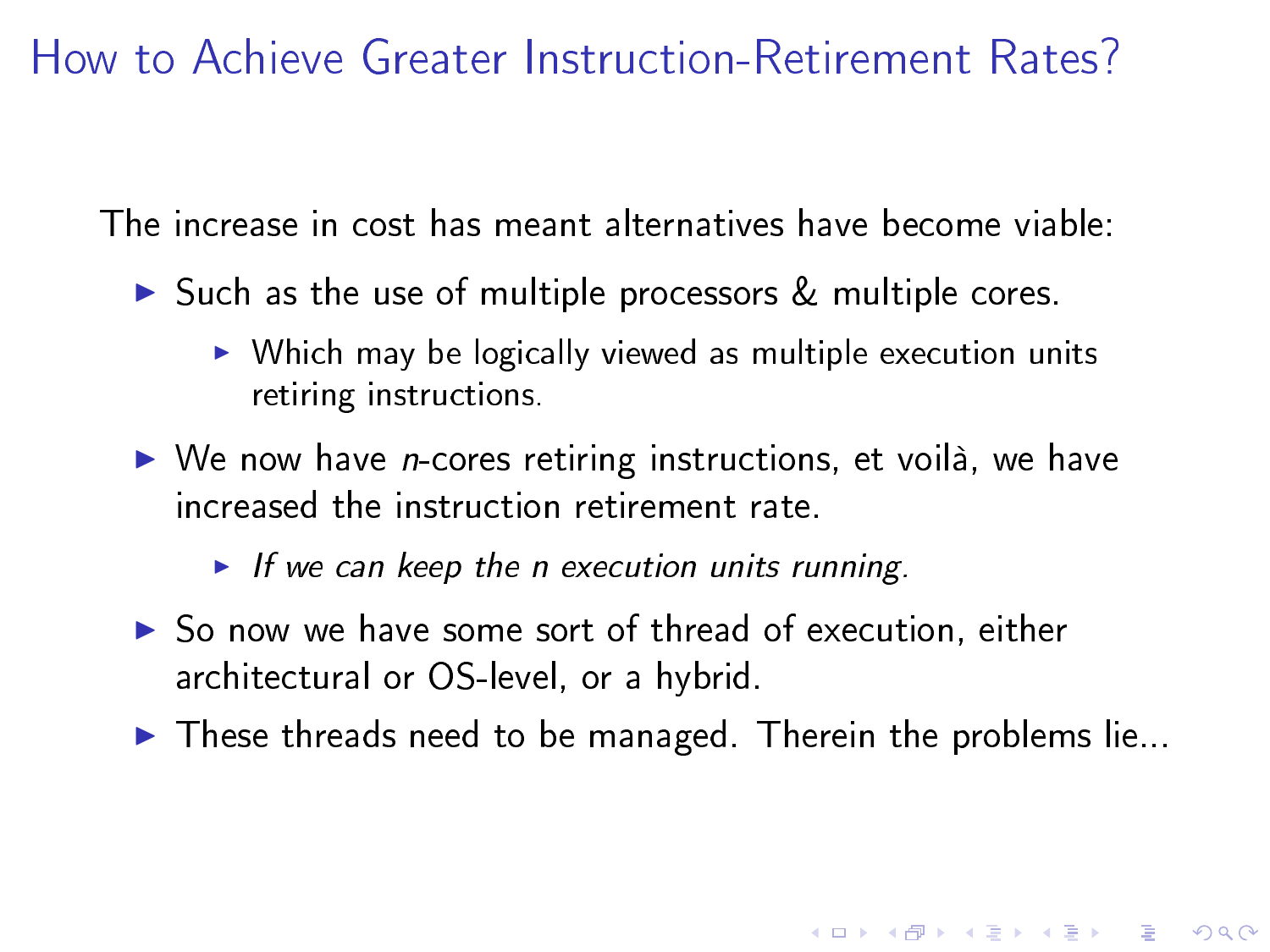# How to Achieve Greater Instruction-Retirement Rates?

The increase in cost has meant alternatives have become viable:

- Such as the use of multiple processors & multiple cores.
  - Which may be logically viewed as multiple execution units retiring instructions.
- We now have *n*-cores retiring instructions, et voilà, we have increased the instruction retirement rate.
  - *If we can keep the n execution units running.*
- So now we have some sort of thread of execution, either architectural or OS-level, or a hybrid.
- These threads need to be managed. Therein the problems lie...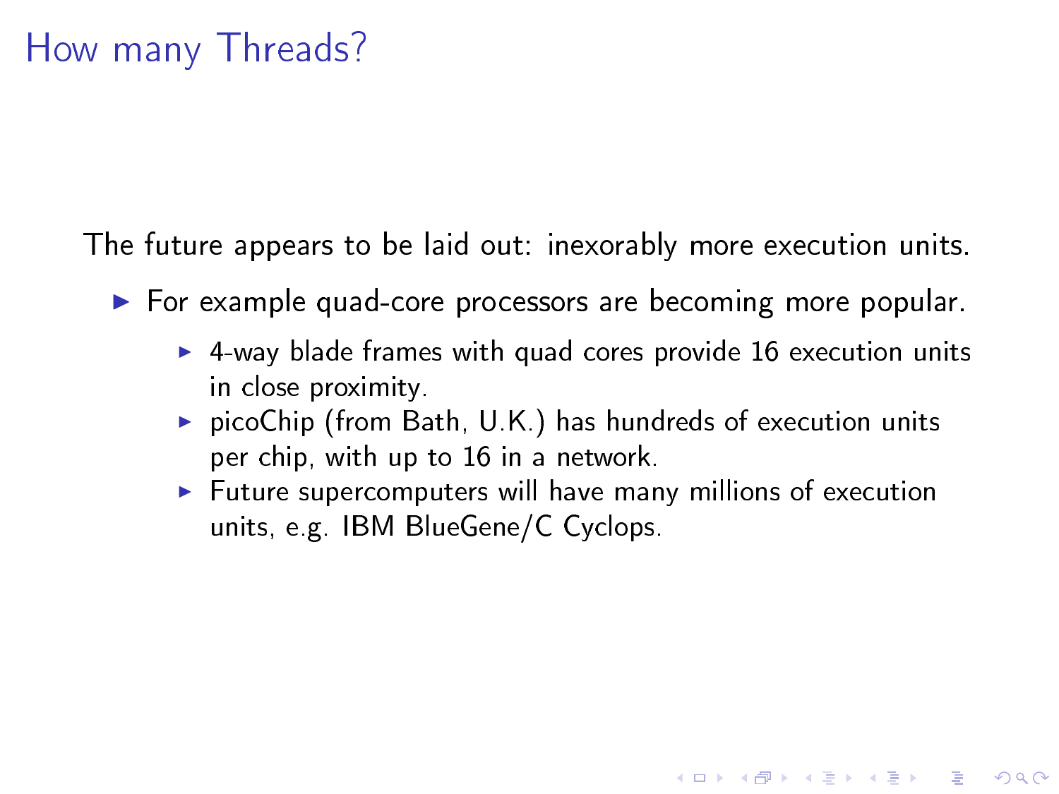# How many Threads?

The future appears to be laid out: inexorably more execution units.

- For example quad-core processors are becoming more popular.
  - 4-way blade frames with quad cores provide 16 execution units in close proximity.
  - picoChip (from Bath, U.K.) has hundreds of execution units per chip, with up to 16 in a network.
  - Future supercomputers will have many millions of execution units, e.g. IBM BlueGene/C Cyclops.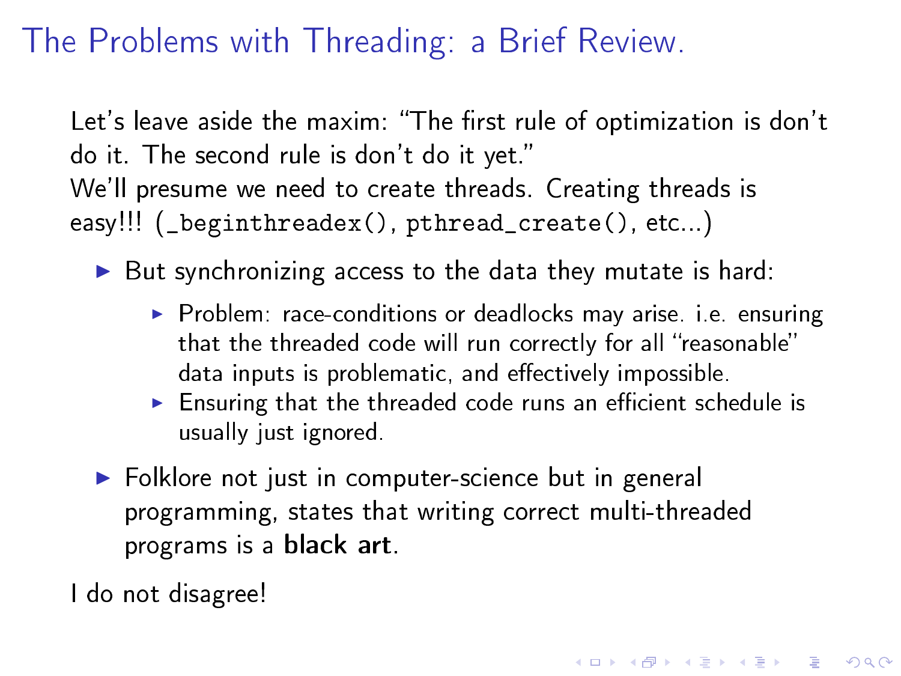# The Problems with Threading: a Brief Review.

Let's leave aside the maxim: "The first rule of optimization is don't do it. The second rule is don't do it yet."

We'll presume we need to create threads. Creating threads is easy!!! (`_beginthreadex()`, `pthread_create()`, etc...)

- But synchronizing access to the data they mutate is hard:
  - Problem: race-conditions or deadlocks may arise. i.e. ensuring that the threaded code will run correctly for all "reasonable" data inputs is problematic, and effectively impossible.
  - Ensuring that the threaded code runs an efficient schedule is usually just ignored.
- Folklore not just in computer-science but in general programming, states that writing correct multi-threaded programs is a **black art**.

I do not disagree!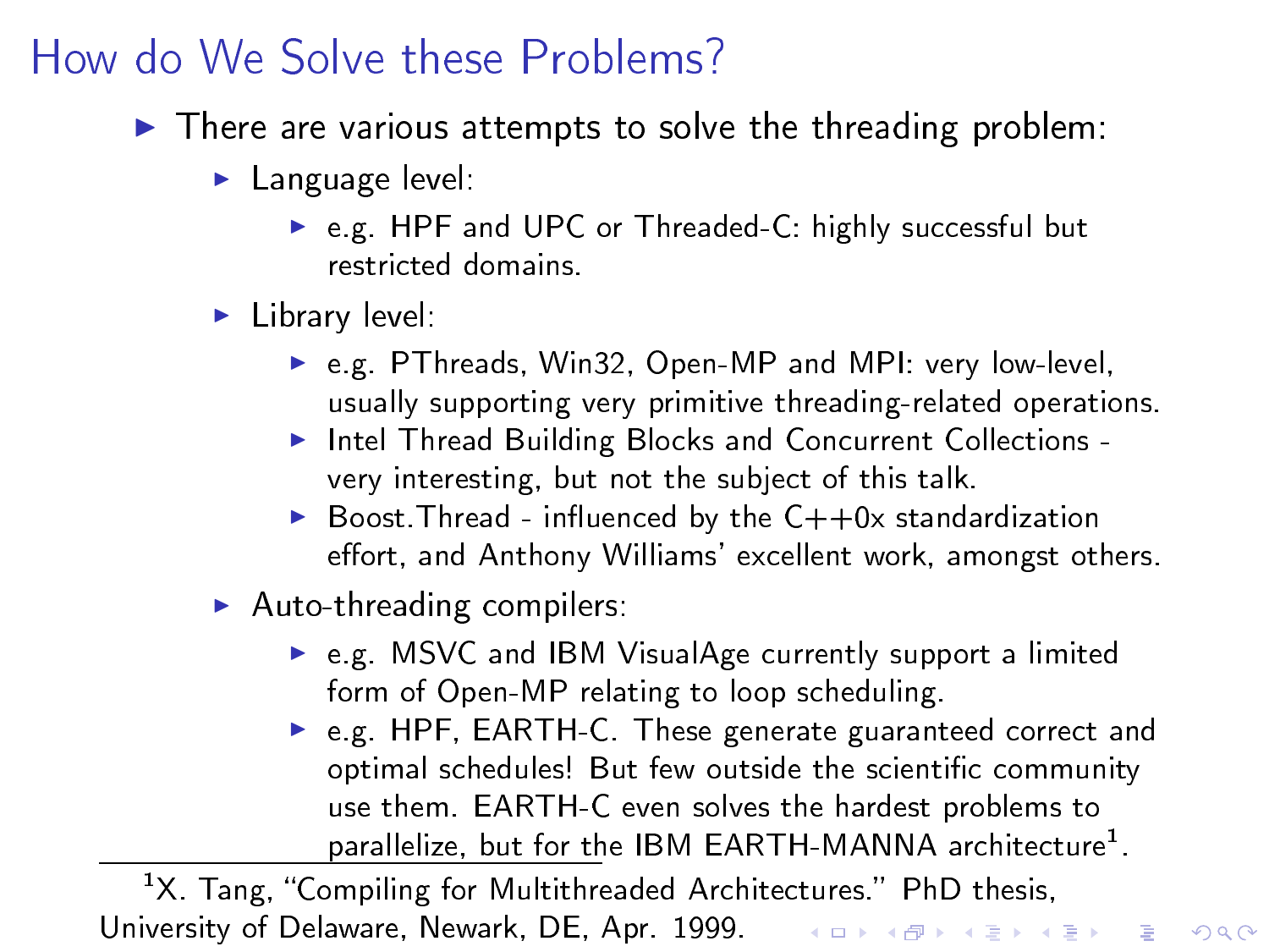# How do We Solve these Problems?

- There are various attempts to solve the threading problem:
  - Language level:
    - e.g. HPF and UPC or Threaded-C: highly successful but restricted domains.
  - Library level:
    - e.g. PThreads, Win32, Open-MP and MPI: very low-level, usually supporting very primitive threading-related operations.
    - Intel Thread Building Blocks and Concurrent Collections - very interesting, but not the subject of this talk.
    - Boost.Thread - influenced by the C++0x standardization effort, and Anthony Williams' excellent work, amongst others.
  - Auto-threading compilers:
    - e.g. MSVC and IBM VisualAge currently support a limited form of Open-MP relating to loop scheduling.
    - e.g. HPF, EARTH-C. These generate guaranteed correct and optimal schedules! But few outside the scientific community use them. EARTH-C even solves the hardest problems to parallelize, but for the IBM EARTH-MANNA architecture[1].

---

[1] X. Tang, "Compiling for Multithreaded Architectures." PhD thesis, University of Delaware, Newark, DE, Apr. 1999.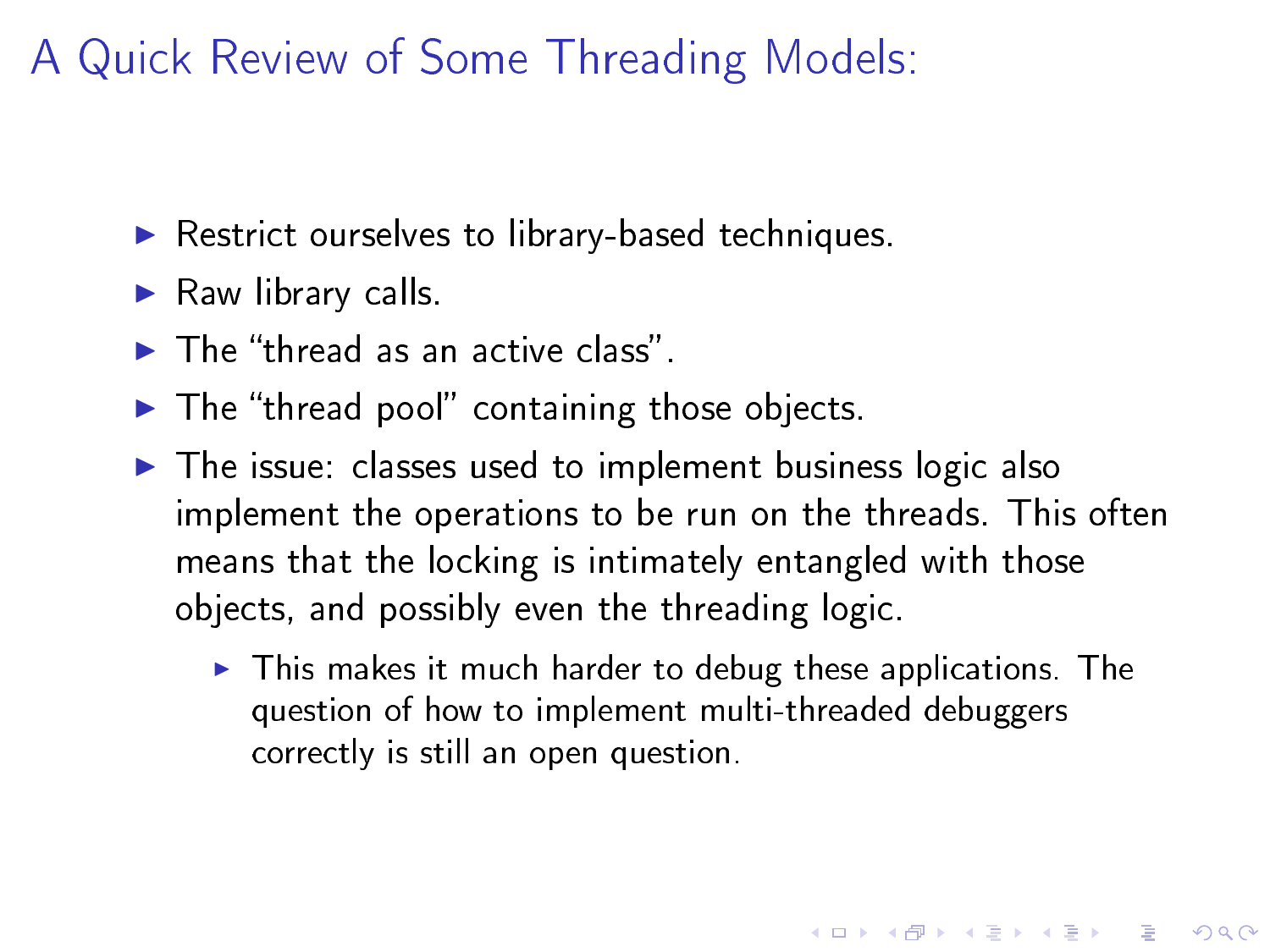# A Quick Review of Some Threading Models:

- Restrict ourselves to library-based techniques.
- Raw library calls.
- The "thread as an active class".
- The "thread pool" containing those objects.
- The issue: classes used to implement business logic also implement the operations to be run on the threads. This often means that the locking is intimately entangled with those objects, and possibly even the threading logic.
  - This makes it much harder to debug these applications. The question of how to implement multi-threaded debuggers correctly is still an open question.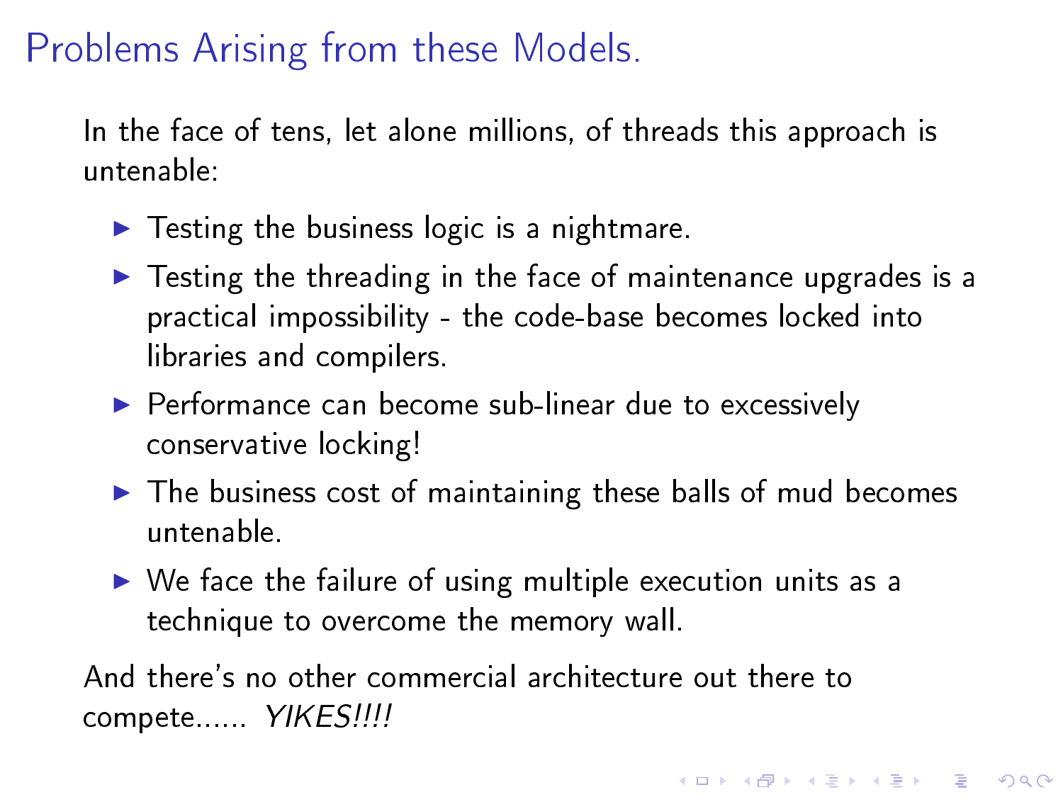# Problems Arising from these Models.

In the face of tens, let alone millions, of threads this approach is untenable:

- Testing the business logic is a nightmare.
- Testing the threading in the face of maintenance upgrades is a practical impossibility - the code-base becomes locked into libraries and compilers.
- Performance can become sub-linear due to excessively conservative locking!
- The business cost of maintaining these balls of mud becomes untenable.
- We face the failure of using multiple execution units as a technique to overcome the memory wall.

And there's no other commercial architecture out there to compete...... *YIKES!!!!*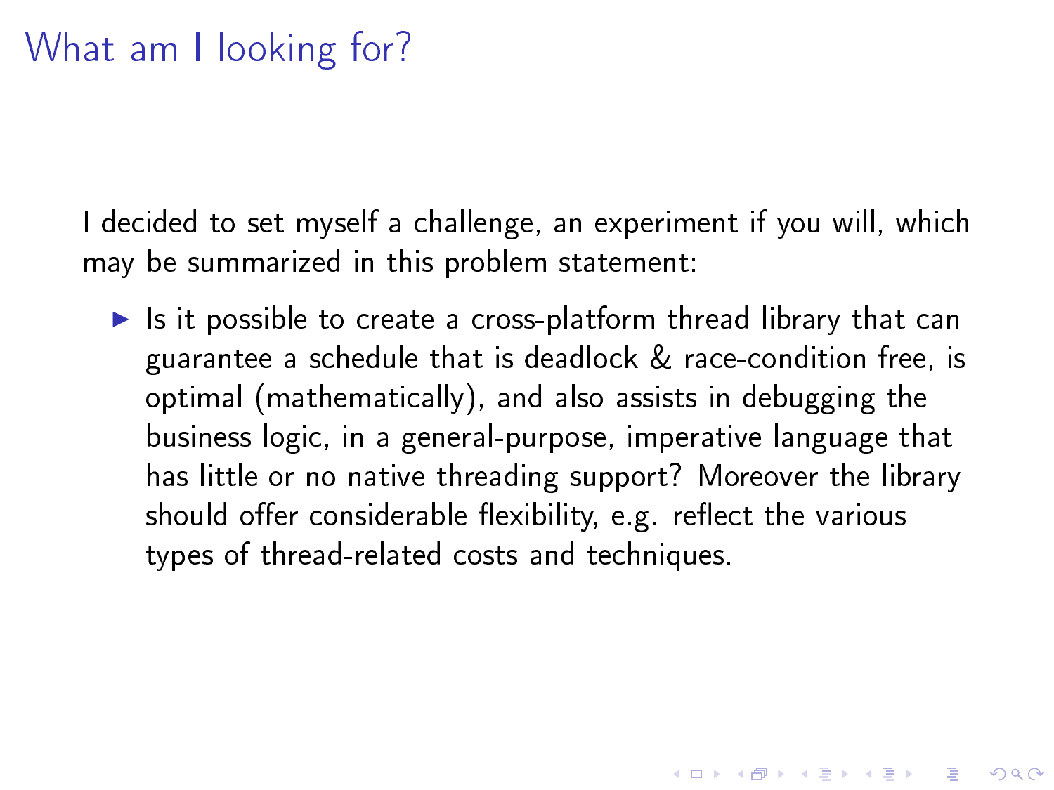# What am I looking for?

I decided to set myself a challenge, an experiment if you will, which may be summarized in this problem statement:

- Is it possible to create a cross-platform thread library that can guarantee a schedule that is deadlock & race-condition free, is optimal (mathematically), and also assists in debugging the business logic, in a general-purpose, imperative language that has little or no native threading support? Moreover the library should offer considerable flexibility, e.g. reflect the various types of thread-related costs and techniques.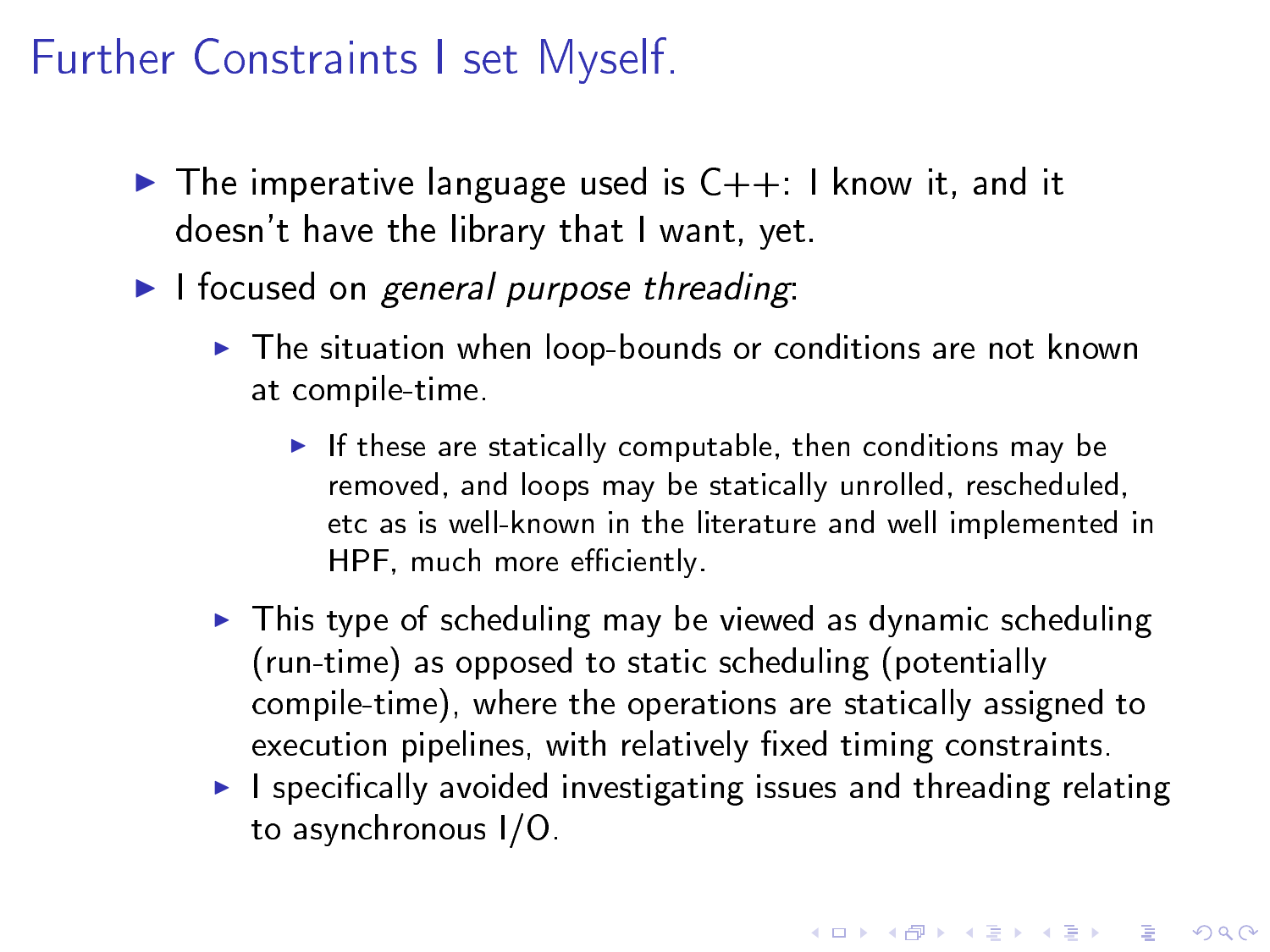# Further Constraints I set Myself.

- The imperative language used is C++: I know it, and it doesn't have the library that I want, yet.
- I focused on *general purpose threading*:
  - The situation when loop-bounds or conditions are not known at compile-time.
    - If these are statically computable, then conditions may be removed, and loops may be statically unrolled, rescheduled, etc as is well-known in the literature and well implemented in HPF, much more efficiently.
  - This type of scheduling may be viewed as dynamic scheduling (run-time) as opposed to static scheduling (potentially compile-time), where the operations are statically assigned to execution pipelines, with relatively fixed timing constraints.
  - I specifically avoided investigating issues and threading relating to asynchronous I/O.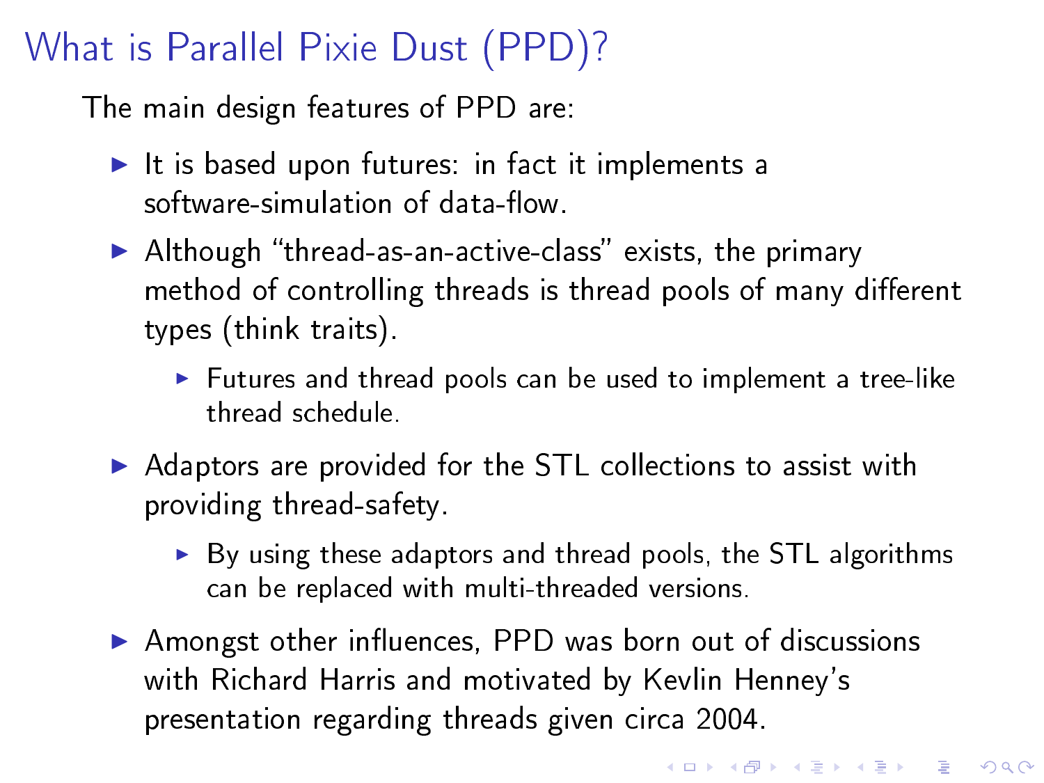# What is Parallel Pixie Dust (PPD)?

The main design features of PPD are:

- It is based upon futures: in fact it implements a software-simulation of data-flow.
- Although "thread-as-an-active-class" exists, the primary method of controlling threads is thread pools of many different types (think traits).
  - Futures and thread pools can be used to implement a tree-like thread schedule.
- Adaptors are provided for the STL collections to assist with providing thread-safety.
  - By using these adaptors and thread pools, the STL algorithms can be replaced with multi-threaded versions.
- Amongst other influences, PPD was born out of discussions with Richard Harris and motivated by Kevlin Henney's presentation regarding threads given circa 2004.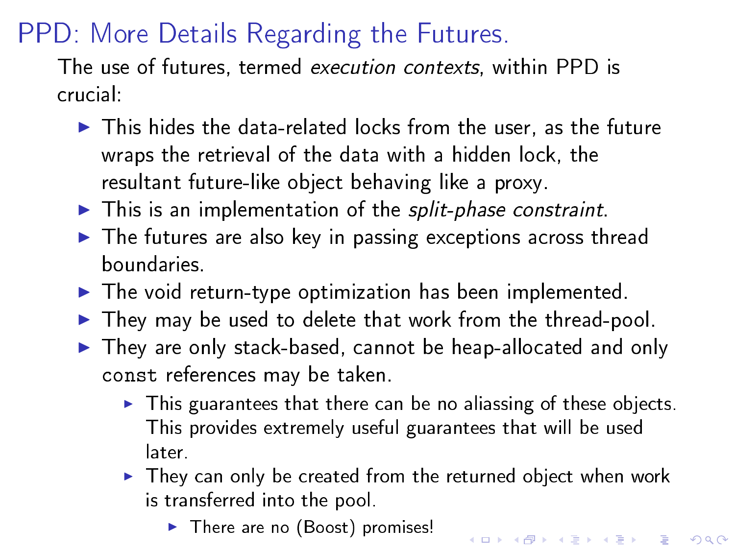# PPD: More Details Regarding the Futures.

The use of futures, termed *execution contexts*, within PPD is crucial:

- This hides the data-related locks from the user, as the future wraps the retrieval of the data with a hidden lock, the resultant future-like object behaving like a proxy.
- This is an implementation of the *split-phase constraint*.
- The futures are also key in passing exceptions across thread boundaries.
- The void return-type optimization has been implemented.
- They may be used to delete that work from the thread-pool.
- They are only stack-based, cannot be heap-allocated and only `const` references may be taken.
  - This guarantees that there can be no aliassing of these objects. This provides extremely useful guarantees that will be used later.
  - They can only be created from the returned object when work is transferred into the pool.
    - There are no (Boost) promises!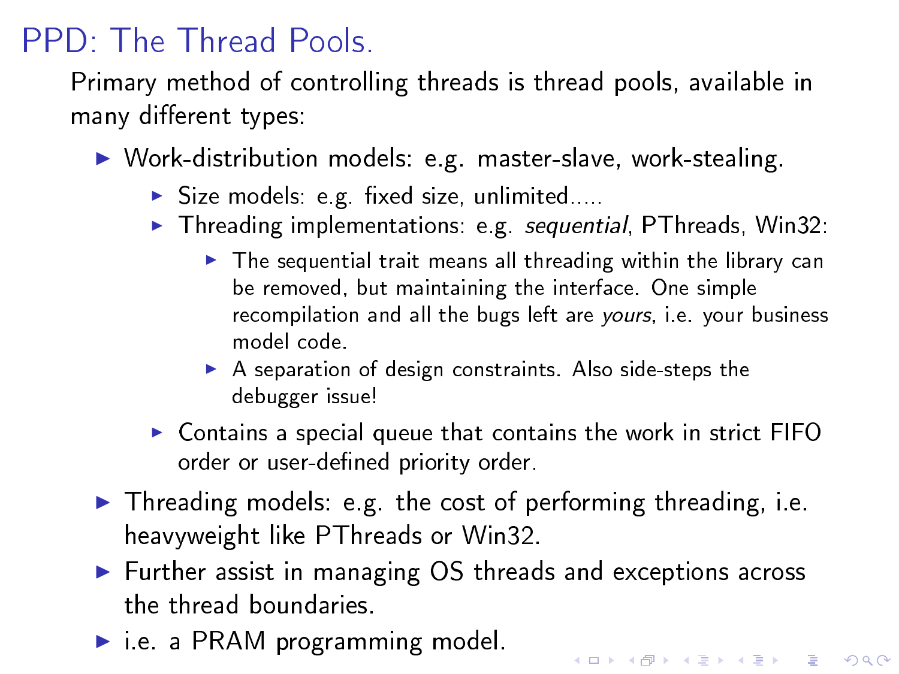# PPD: The Thread Pools.

Primary method of controlling threads is thread pools, available in many different types:

- Work-distribution models: e.g. master-slave, work-stealing.
  - Size models: e.g. fixed size, unlimited.....
  - Threading implementations: e.g. *sequential*, PThreads, Win32:
    - The sequential trait means all threading within the library can be removed, but maintaining the interface. One simple recompilation and all the bugs left are *yours*, i.e. your business model code.
    - A separation of design constraints. Also side-steps the debugger issue!
  - Contains a special queue that contains the work in strict FIFO order or user-defined priority order.
- Threading models: e.g. the cost of performing threading, i.e. heavyweight like PThreads or Win32.
- Further assist in managing OS threads and exceptions across the thread boundaries.
- i.e. a PRAM programming model.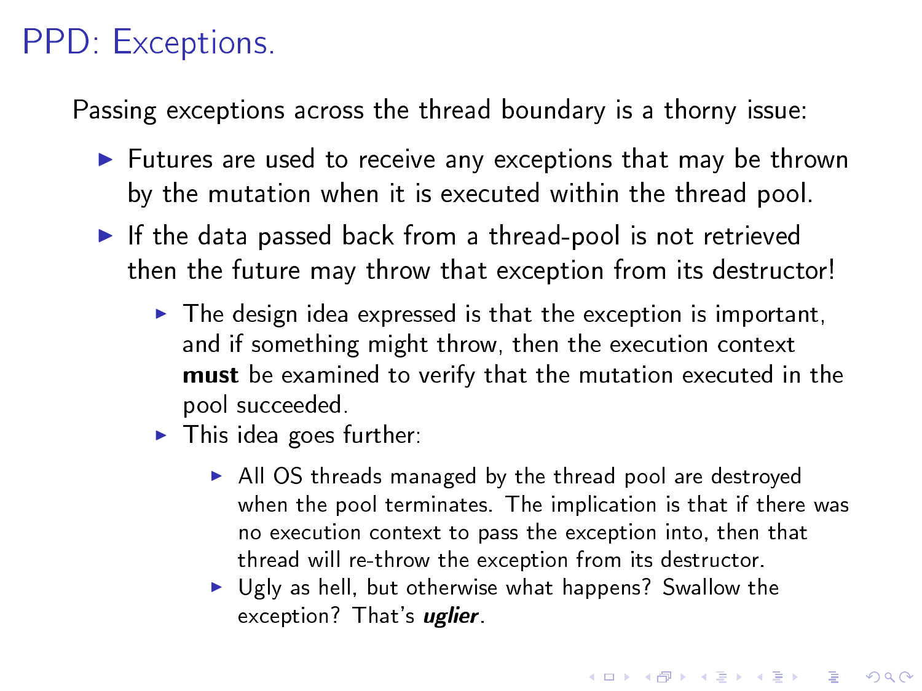# PPD: Exceptions.

Passing exceptions across the thread boundary is a thorny issue:

- Futures are used to receive any exceptions that may be thrown by the mutation when it is executed within the thread pool.
- If the data passed back from a thread-pool is not retrieved then the future may throw that exception from its destructor!
  - The design idea expressed is that the exception is important, and if something might throw, then the execution context **must** be examined to verify that the mutation executed in the pool succeeded.
  - This idea goes further:
    - All OS threads managed by the thread pool are destroyed when the pool terminates. The implication is that if there was no execution context to pass the exception into, then that thread will re-throw the exception from its destructor.
    - Ugly as hell, but otherwise what happens? Swallow the exception? That's ***uglier***.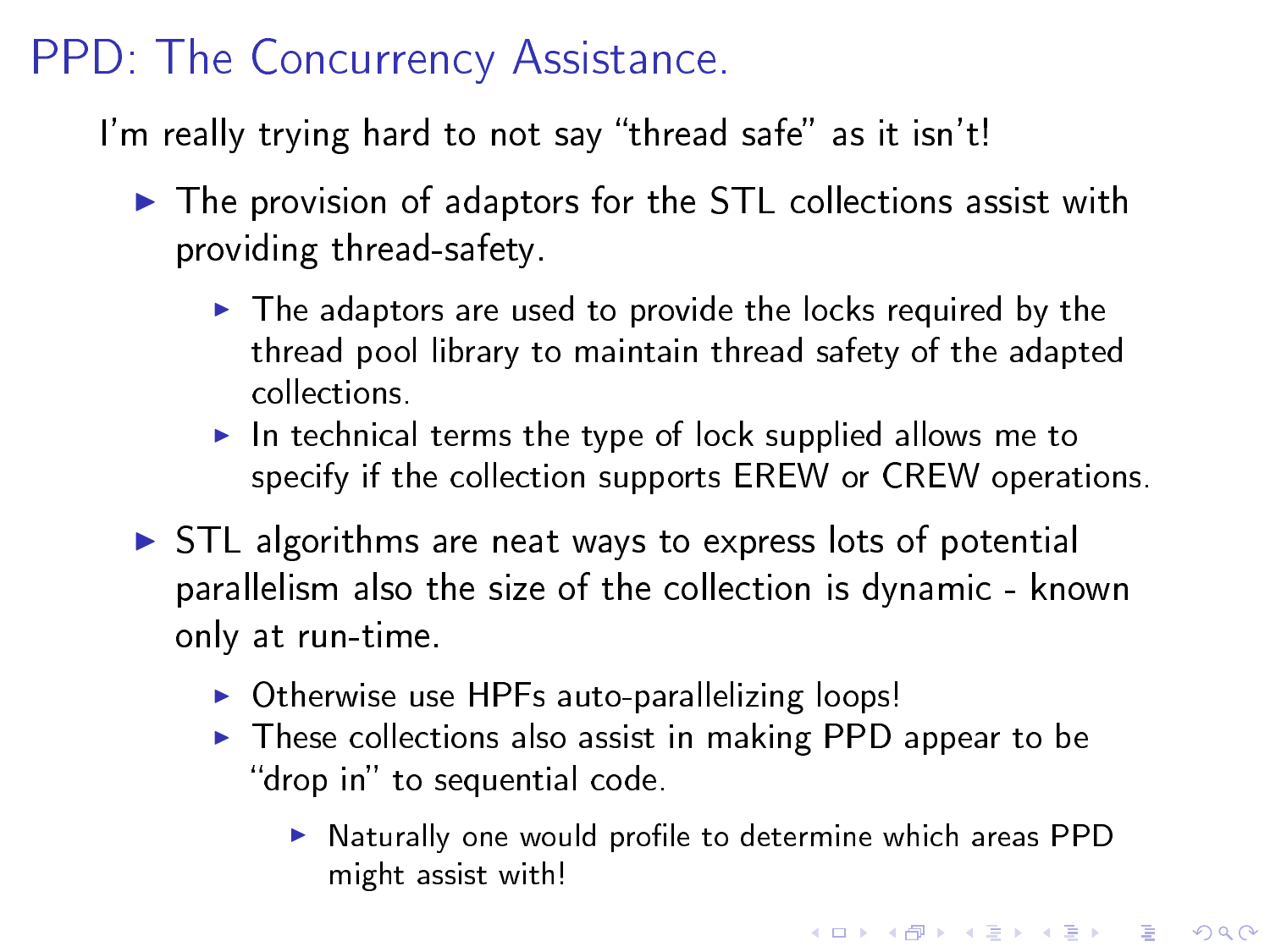# PPD: The Concurrency Assistance.

I'm really trying hard to not say "thread safe" as it isn't!

- The provision of adaptors for the STL collections assist with providing thread-safety.
  - The adaptors are used to provide the locks required by the thread pool library to maintain thread safety of the adapted collections.
  - In technical terms the type of lock supplied allows me to specify if the collection supports EREW or CREW operations.
- STL algorithms are neat ways to express lots of potential parallelism also the size of the collection is dynamic - known only at run-time.
  - Otherwise use HPFs auto-parallelizing loops!
  - These collections also assist in making PPD appear to be "drop in" to sequential code.
    - Naturally one would profile to determine which areas PPD might assist with!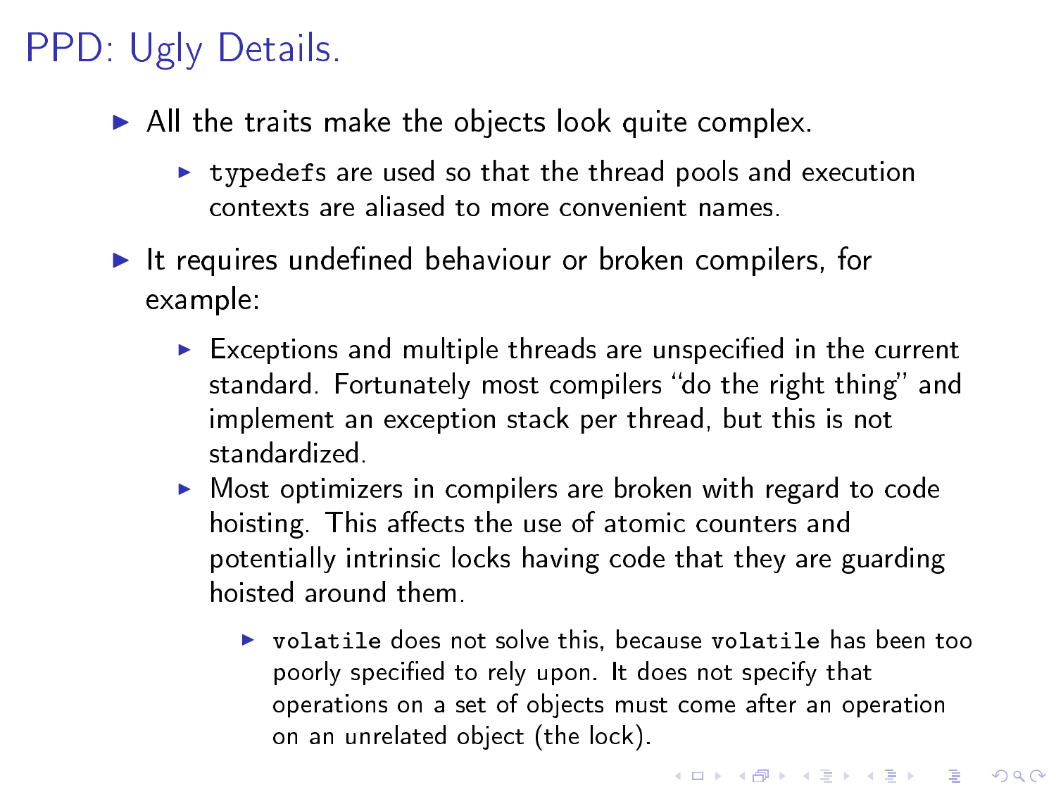# PPD: Ugly Details.

- All the traits make the objects look quite complex.
  - `typedefs` are used so that the thread pools and execution contexts are aliased to more convenient names.
- It requires undefined behaviour or broken compilers, for example:
  - Exceptions and multiple threads are unspecified in the current standard. Fortunately most compilers "do the right thing" and implement an exception stack per thread, but this is not standardized.
  - Most optimizers in compilers are broken with regard to code hoisting. This affects the use of atomic counters and potentially intrinsic locks having code that they are guarding hoisted around them.
    - `volatile` does not solve this, because `volatile` has been too poorly specified to rely upon. It does not specify that operations on a set of objects must come after an operation on an unrelated object (the lock).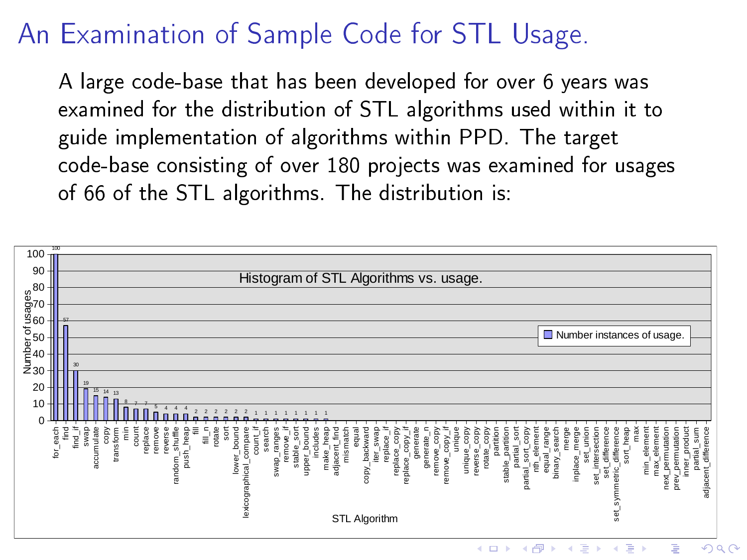# An Examination of Sample Code for STL Usage.

A large code-base that has been developed for over 6 years was examined for the distribution of STL algorithms used within it to guide implementation of algorithms within PPD. The target code-base consisting of over 180 projects was examined for usages of 66 of the STL algorithms. The distribution is:

**Histogram of STL Algorithms vs. usage.**

| STL Algorithm | Number instances of usage. |
| --- | --- |
| for_each | 100 |
| find | 57 |
| find_if | 30 |
| swap | 19 |
| accumulate | 15 |
| copy | 14 |
| transform | 13 |
| min | 8 |
| count | 7 |
| replace | 7 |
| remove | 5 |
| reverse | 4 |
| random_shuffle | 4 |
| push_heap | 4 |
| fill | 2 |
| fill_n | 2 |
| rotate | 2 |
| sort | 2 |
| lower_bound | 2 |
| lexicographical_compare | 2 |
| count_if | 1 |
| search | 1 |
| swap_ranges | 1 |
| remove_if | 1 |
| stable_sort | 1 |
| upper_bound | 1 |
| includes | 1 |
| make_heap | 1 |
| adjacent_find | 0 |
| mismatch | 0 |
| equal | 0 |
| copy_backward | 0 |
| iter_swap | 0 |
| replace_if | 0 |
| replace_copy | 0 |
| replace_copy_if | 0 |
| generate | 0 |
| generate_n | 0 |
| remove_copy | 0 |
| remove_copy_if | 0 |
| unique | 0 |
| unique_copy | 0 |
| reverse_copy | 0 |
| rotate_copy | 0 |
| partition | 0 |
| stable_partition | 0 |
| partial_sort | 0 |
| partial_sort_copy | 0 |
| nth_element | 0 |
| equal_range | 0 |
| binary_search | 0 |
| merge | 0 |
| inplace_merge | 0 |
| set_union | 0 |
| set_intersection | 0 |
| set_difference | 0 |
| set_symmetric_difference | 0 |
| sort_heap | 0 |
| max | 0 |
| min_element | 0 |
| max_element | 0 |
| next_permutation | 0 |
| prev_permutation | 0 |
| inner_product | 0 |
| partial_sum | 0 |
| adjacent_difference | 0 |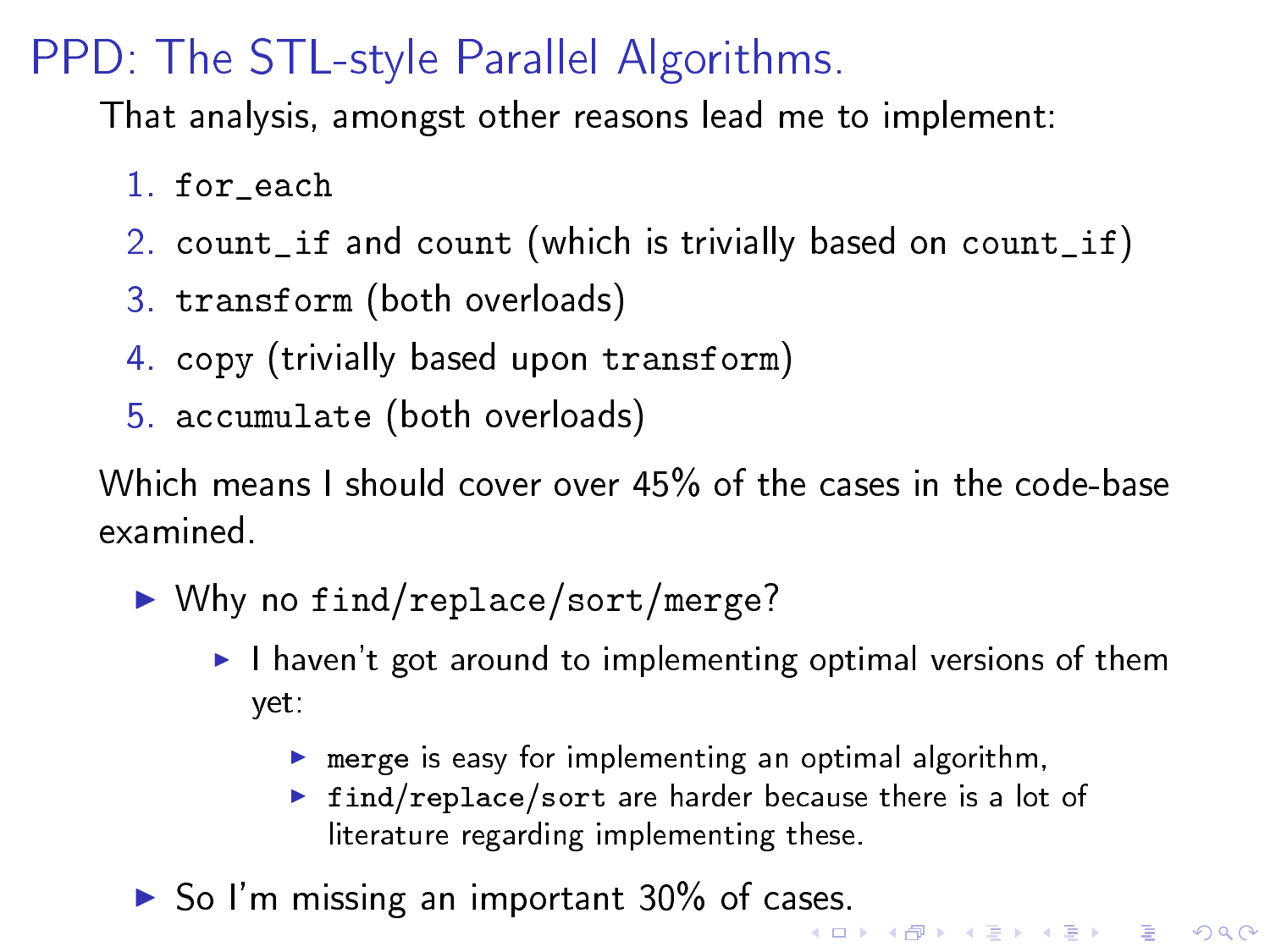# PPD: The STL-style Parallel Algorithms.

That analysis, amongst other reasons lead me to implement:

1. `for_each`
2. `count_if` and `count` (which is trivially based on `count_if`)
3. `transform` (both overloads)
4. `copy` (trivially based upon `transform`)
5. `accumulate` (both overloads)

Which means I should cover over 45% of the cases in the code-base examined.

- Why no `find`/`replace`/`sort`/`merge`?
  - I haven't got around to implementing optimal versions of them yet:
    - `merge` is easy for implementing an optimal algorithm,
    - `find`/`replace`/`sort` are harder because there is a lot of literature regarding implementing these.
- So I'm missing an important 30% of cases.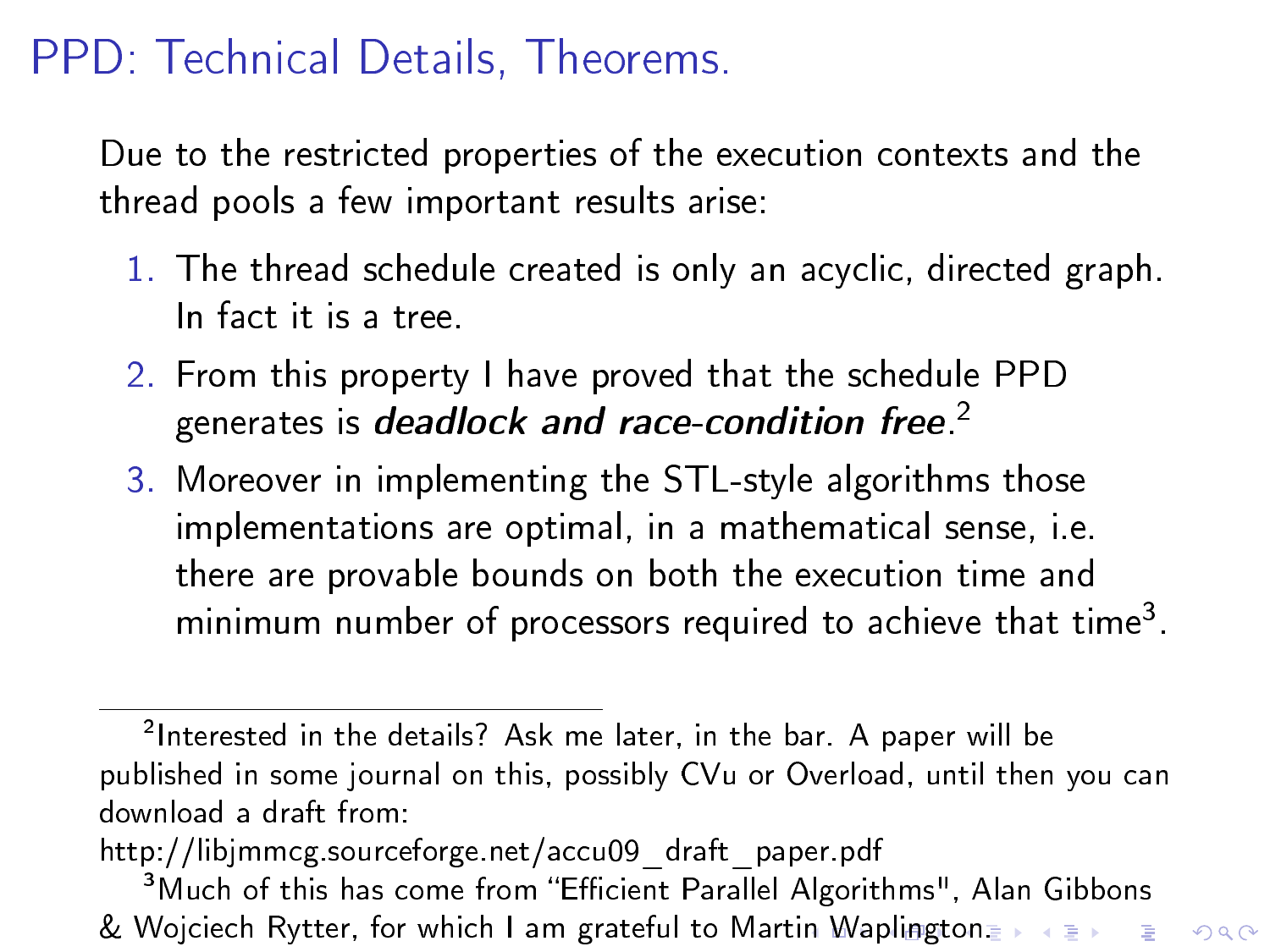# PPD: Technical Details, Theorems.

Due to the restricted properties of the execution contexts and the thread pools a few important results arise:

1. The thread schedule created is only an acyclic, directed graph. In fact it is a tree.
2. From this property I have proved that the schedule PPD generates is ***deadlock and race-condition free***.[2]
3. Moreover in implementing the STL-style algorithms those implementations are optimal, in a mathematical sense, i.e. there are provable bounds on both the execution time and minimum number of processors required to achieve that time[3].

---

[2] Interested in the details? Ask me later, in the bar. A paper will be published in some journal on this, possibly CVu or Overload, until then you can download a draft from: http://libjmmcg.sourceforge.net/accu09_draft_paper.pdf

[3] Much of this has come from "Efficient Parallel Algorithms", Alan Gibbons & Wojciech Rytter, for which I am grateful to Martin Waplington.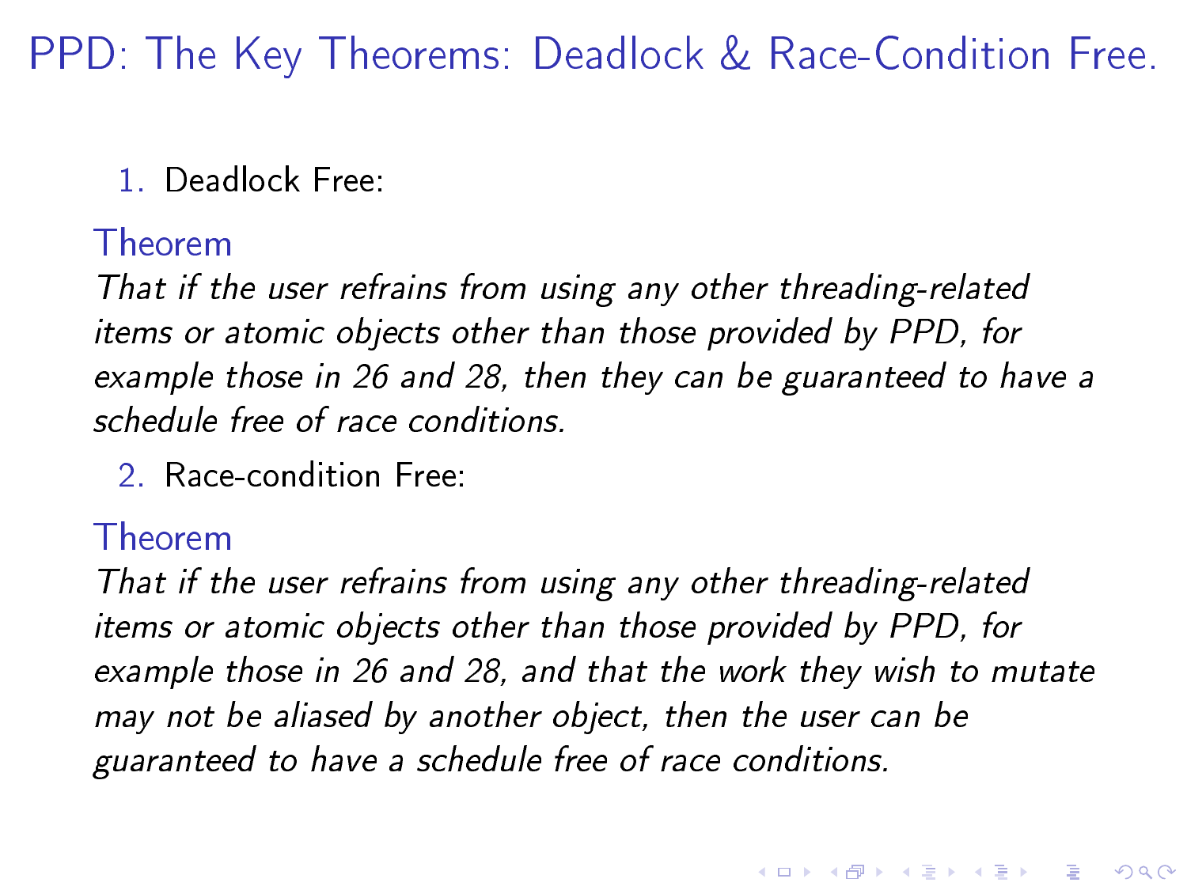# PPD: The Key Theorems: Deadlock & Race-Condition Free.

1. Deadlock Free:

**Theorem**

*That if the user refrains from using any other threading-related items or atomic objects other than those provided by PPD, for example those in 26 and 28, then they can be guaranteed to have a schedule free of race conditions.*

2. Race-condition Free:

**Theorem**

*That if the user refrains from using any other threading-related items or atomic objects other than those provided by PPD, for example those in 26 and 28, and that the work they wish to mutate may not be aliased by another object, then the user can be guaranteed to have a schedule free of race conditions.*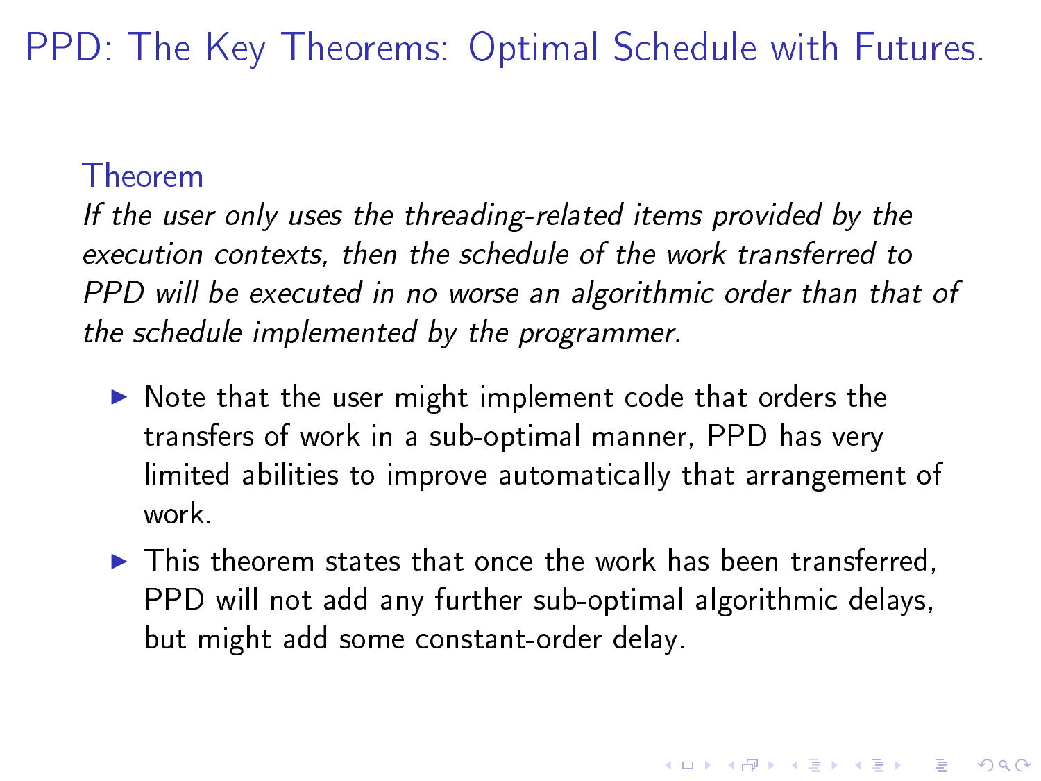# PPD: The Key Theorems: Optimal Schedule with Futures.

### Theorem

*If the user only uses the threading-related items provided by the execution contexts, then the schedule of the work transferred to PPD will be executed in no worse an algorithmic order than that of the schedule implemented by the programmer.*

- Note that the user might implement code that orders the transfers of work in a sub-optimal manner, PPD has very limited abilities to improve automatically that arrangement of work.
- This theorem states that once the work has been transferred, PPD will not add any further sub-optimal algorithmic delays, but might add some constant-order delay.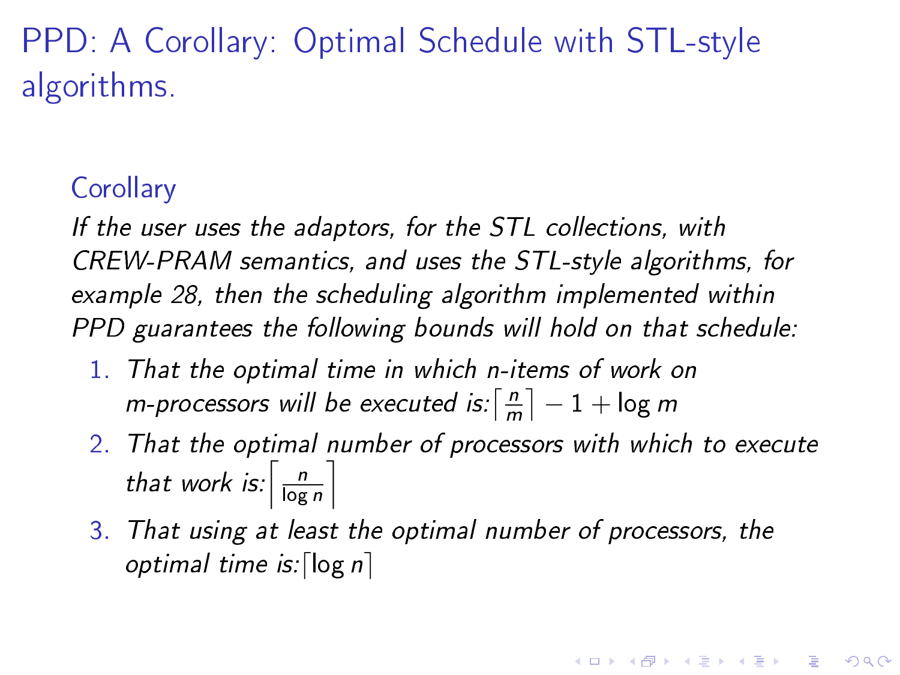# PPD: A Corollary: Optimal Schedule with STL-style algorithms.

## Corollary

*If the user uses the adaptors, for the STL collections, with CREW-PRAM semantics, and uses the STL-style algorithms, for example 28, then the scheduling algorithm implemented within PPD guarantees the following bounds will hold on that schedule:*

1. *That the optimal time in which n-items of work on m-processors will be executed is:* $\lceil \frac{n}{m} \rceil - 1 + \log m$
2. *That the optimal number of processors with which to execute that work is:* $\left\lceil \frac{n}{\log n} \right\rceil$
3. *That using at least the optimal number of processors, the optimal time is:* $\lceil \log n \rceil$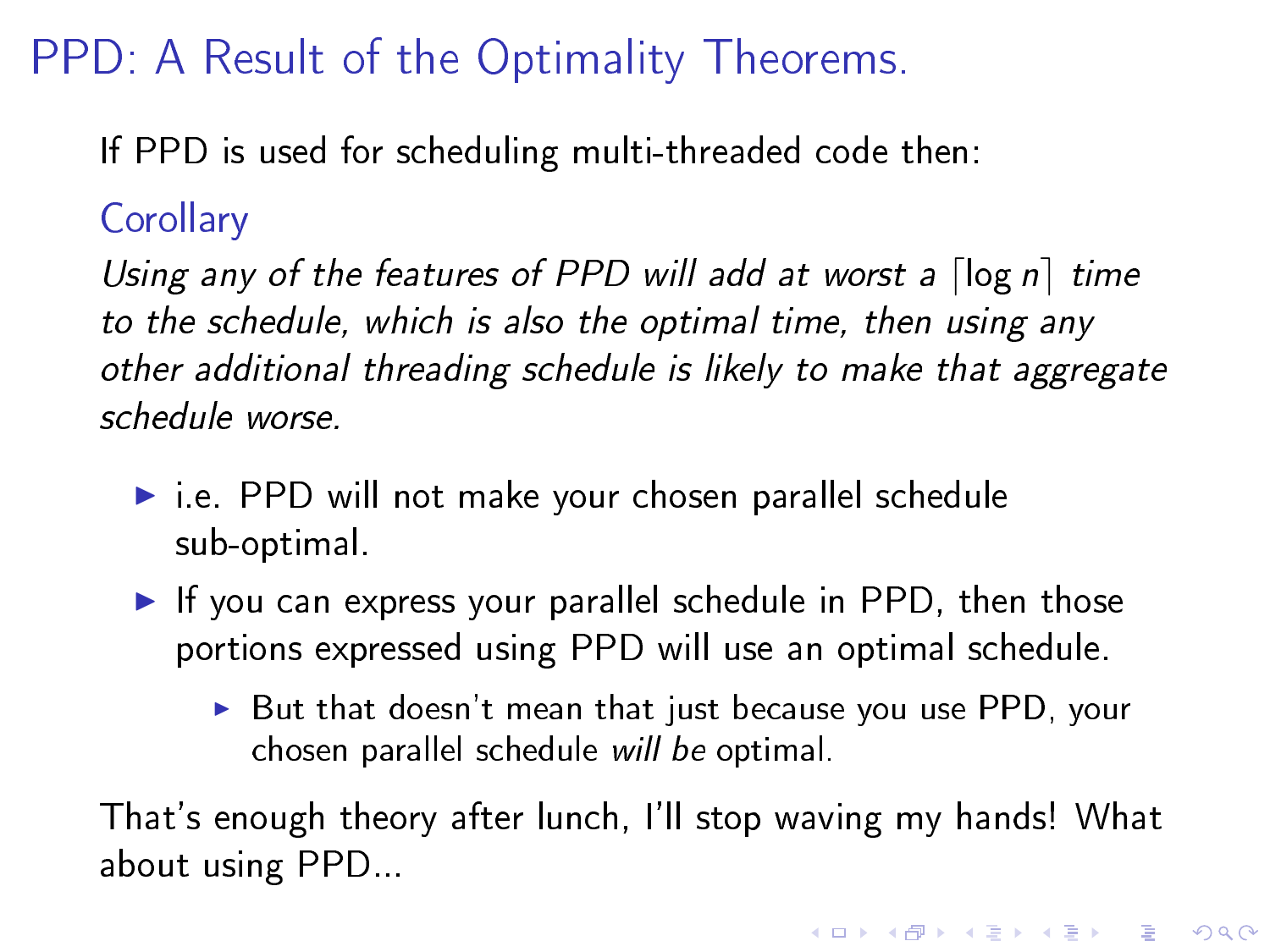# PPD: A Result of the Optimality Theorems.

If PPD is used for scheduling multi-threaded code then:

### Corollary

*Using any of the features of PPD will add at worst a $\lceil \log n \rceil$ time to the schedule, which is also the optimal time, then using any other additional threading schedule is likely to make that aggregate schedule worse.*

- i.e. PPD will not make your chosen parallel schedule sub-optimal.
- If you can express your parallel schedule in PPD, then those portions expressed using PPD will use an optimal schedule.
  - But that doesn't mean that just because you use PPD, your chosen parallel schedule *will be* optimal.

That's enough theory after lunch, I'll stop waving my hands! What about using PPD...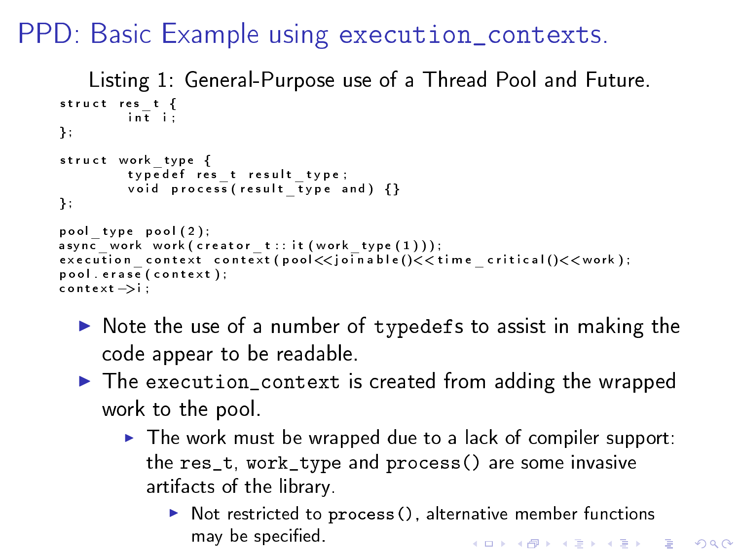# PPD: Basic Example using `execution_contexts`.

Listing 1: General-Purpose use of a Thread Pool and Future.

```
struct res_t {
        int i;
};

struct work_type {
        typedef res_t result_type;
        void process(result_type and) {}
};

pool_type pool(2);
async_work work(creator_t::it(work_type(1)));
execution_context context(pool<<joinable()<<time_critical()<<work);
pool.erase(context);
context->i;
```

- Note the use of a number of `typedefs` to assist in making the code appear to be readable.
- The `execution_context` is created from adding the wrapped work to the pool.
  - The work must be wrapped due to a lack of compiler support: the `res_t`, `work_type` and `process()` are some invasive artifacts of the library.
    - Not restricted to `process()`, alternative member functions may be specified.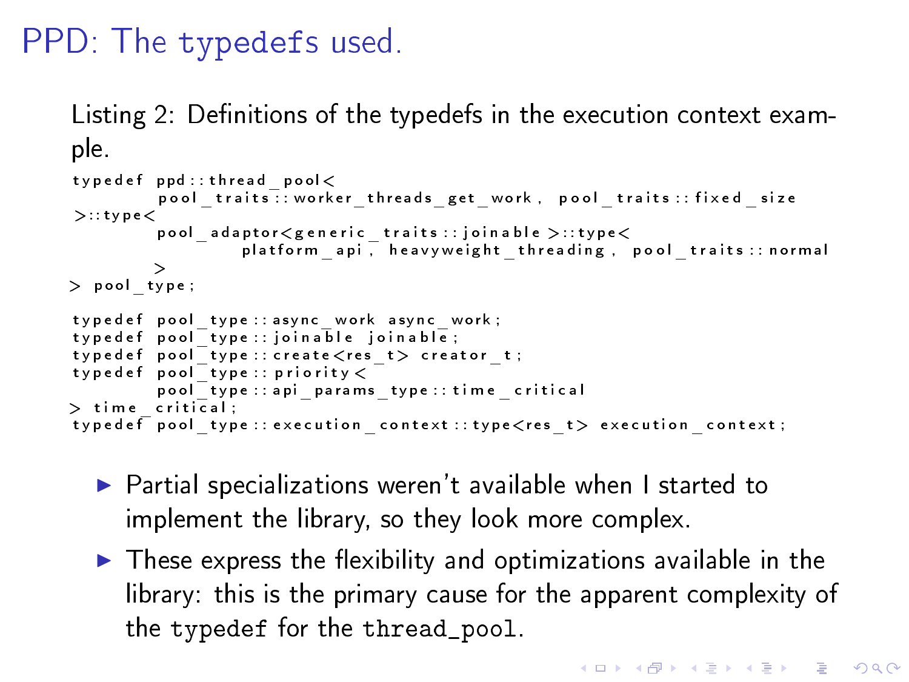# PPD: The typedefs used.

Listing 2: Definitions of the typedefs in the execution context example.

```
typedef ppd::thread_pool<
        pool_traits::worker_threads_get_work, pool_traits::fixed_size
>::type<
        pool_adaptor<generic_traits::joinable>::type<
                platform_api, heavyweight_threading, pool_traits::normal
        >
> pool_type;

typedef pool_type::async_work async_work;
typedef pool_type::joinable joinable;
typedef pool_type::create<res_t> creator_t;
typedef pool_type::priority<
        pool_type::api_params_type::time_critical
> time_critical;
typedef pool_type::execution_context::type<res_t> execution_context;
```

- Partial specializations weren't available when I started to implement the library, so they look more complex.
- These express the flexibility and optimizations available in the library: this is the primary cause for the apparent complexity of the `typedef` for the `thread_pool`.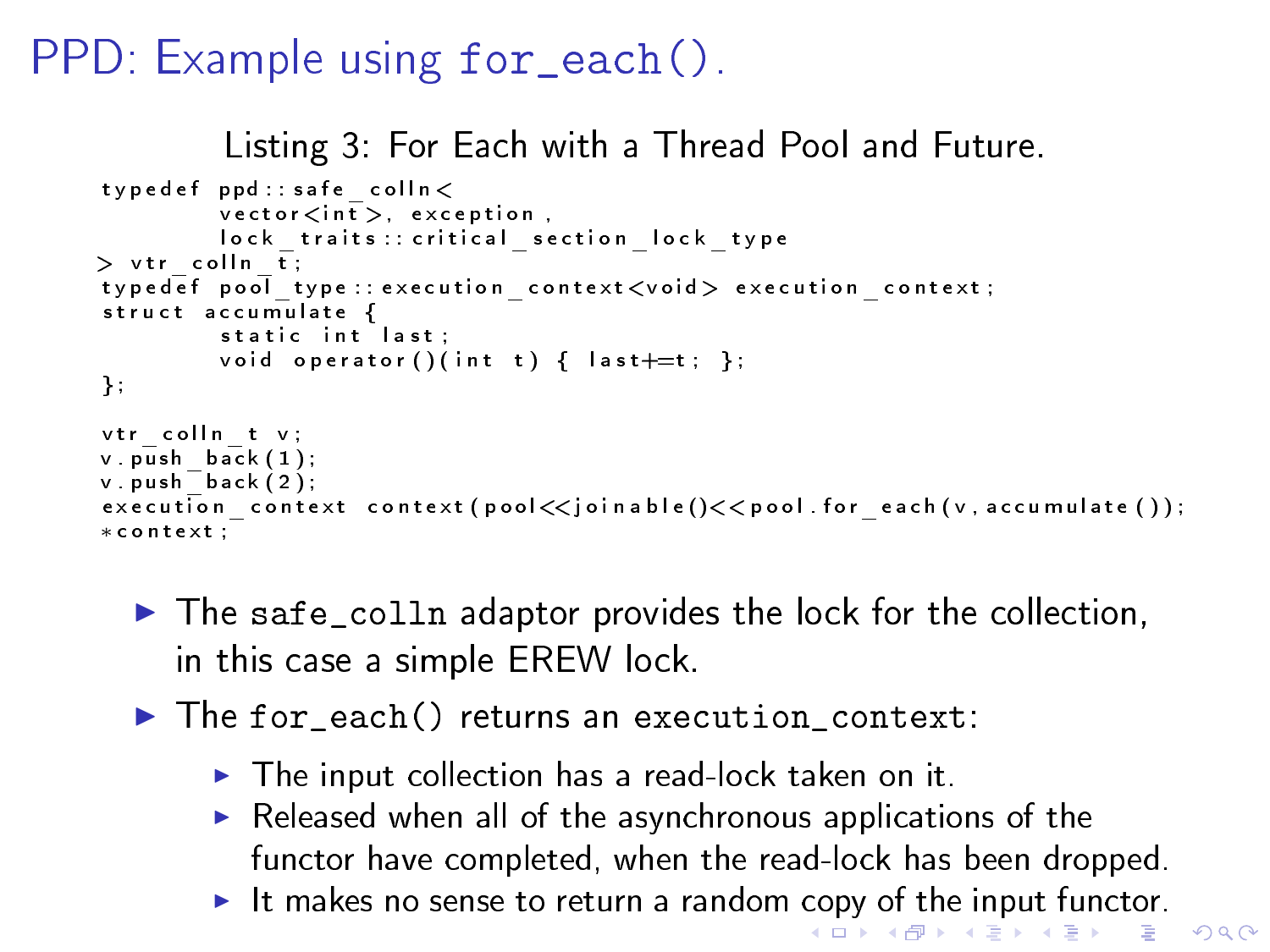# PPD: Example using for_each().

Listing 3: For Each with a Thread Pool and Future.

```
typedef ppd::safe_colln<
        vector<int>, exception,
        lock_traits::critical_section_lock_type
> vtr_colln_t;
typedef pool_type::execution_context<void> execution_context;
struct accumulate {
        static int last;
        void operator()(int t) { last+=t; };
};

vtr_colln_t v;
v.push_back(1);
v.push_back(2);
execution_context context(pool<<joinable()<<pool.for_each(v,accumulate());
*context;
```

- The `safe_colln` adaptor provides the lock for the collection, in this case a simple EREW lock.
- The `for_each()` returns an `execution_context`:
  - The input collection has a read-lock taken on it.
  - Released when all of the asynchronous applications of the functor have completed, when the read-lock has been dropped.
  - It makes no sense to return a random copy of the input functor.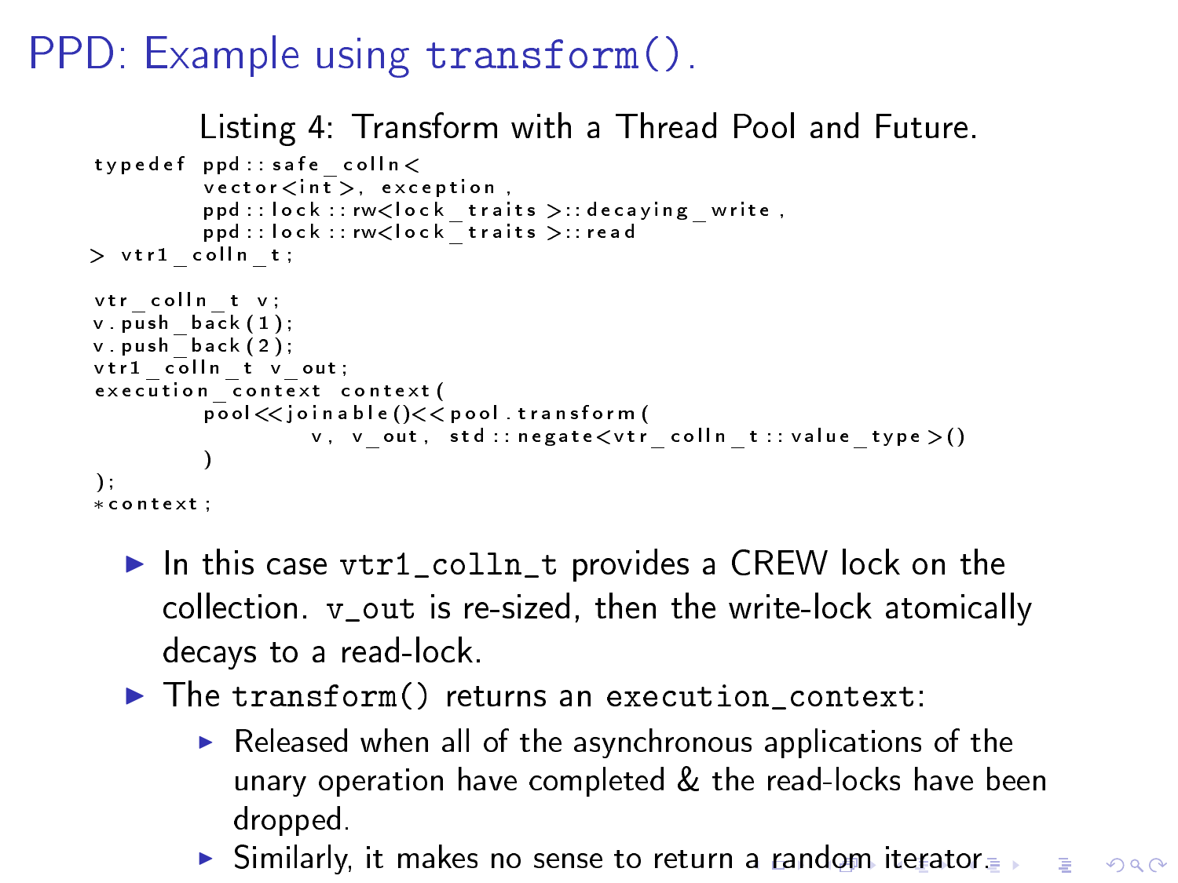# PPD: Example using `transform()`.

Listing 4: Transform with a Thread Pool and Future.

```
typedef ppd::safe_colln<
        vector<int>, exception,
        ppd::lock::rw<lock_traits>::decaying_write,
        ppd::lock::rw<lock_traits>::read
> vtr1_colln_t;

vtr_colln_t v;
v.push_back(1);
v.push_back(2);
vtr1_colln_t v_out;
execution_context context(
        pool<<joinable()<<pool.transform(
                v, v_out, std::negate<vtr_colln_t::value_type>()
        )
);
*context;
```

- In this case `vtr1_colln_t` provides a CREW lock on the collection. `v_out` is re-sized, then the write-lock atomically decays to a read-lock.
- The `transform()` returns an `execution_context`:
  - Released when all of the asynchronous applications of the unary operation have completed & the read-locks have been dropped.
  - Similarly, it makes no sense to return a random iterator.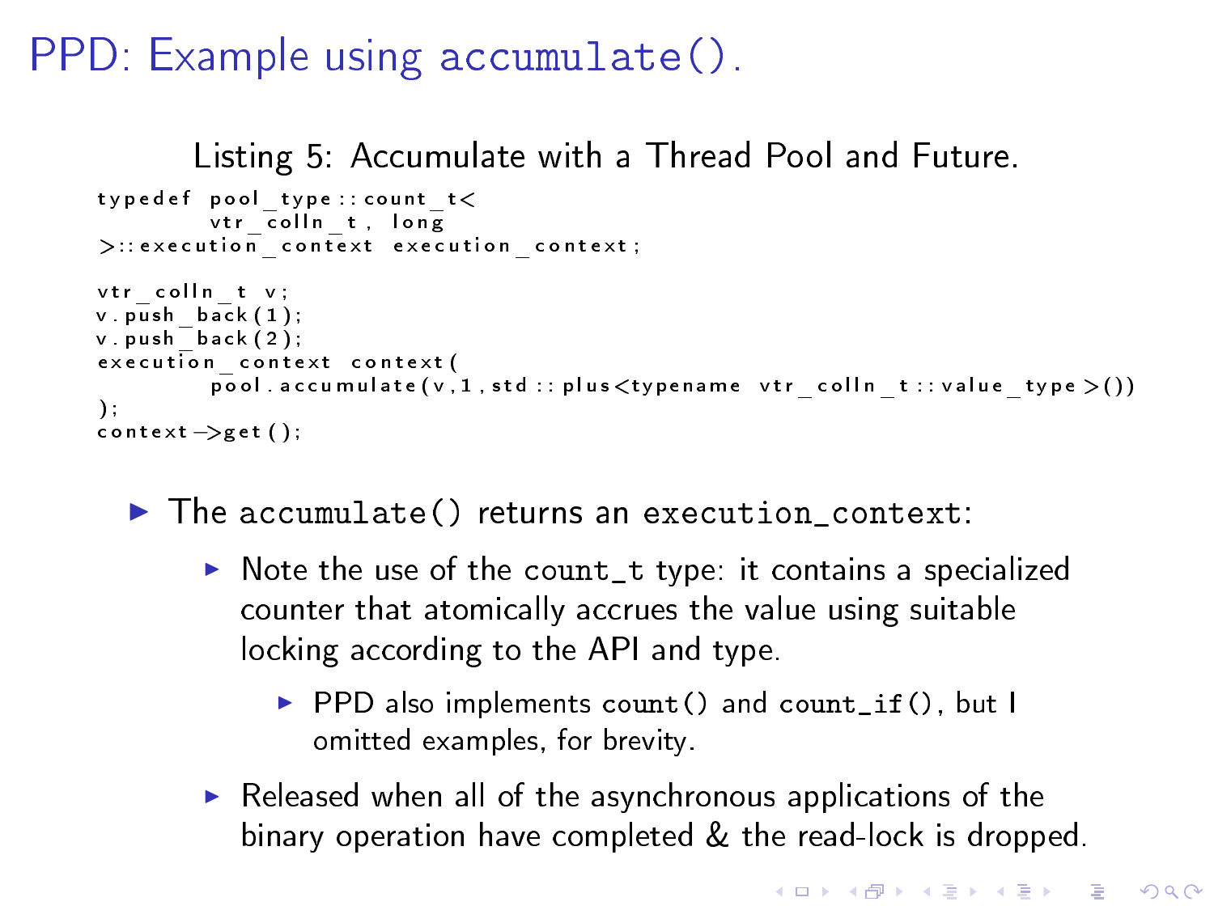# PPD: Example using accumulate().

Listing 5: Accumulate with a Thread Pool and Future.

```
typedef pool_type::count_t<
        vtr_colln_t, long
>::execution_context execution_context;

vtr_colln_t v;
v.push_back(1);
v.push_back(2);
execution_context context(
        pool.accumulate(v,1,std::plus<typename vtr_colln_t::value_type>())
);
context->get();
```

- The accumulate() returns an execution_context:
  - Note the use of the count_t type: it contains a specialized counter that atomically accrues the value using suitable locking according to the API and type.
    - PPD also implements count() and count_if(), but I omitted examples, for brevity.
  - Released when all of the asynchronous applications of the binary operation have completed & the read-lock is dropped.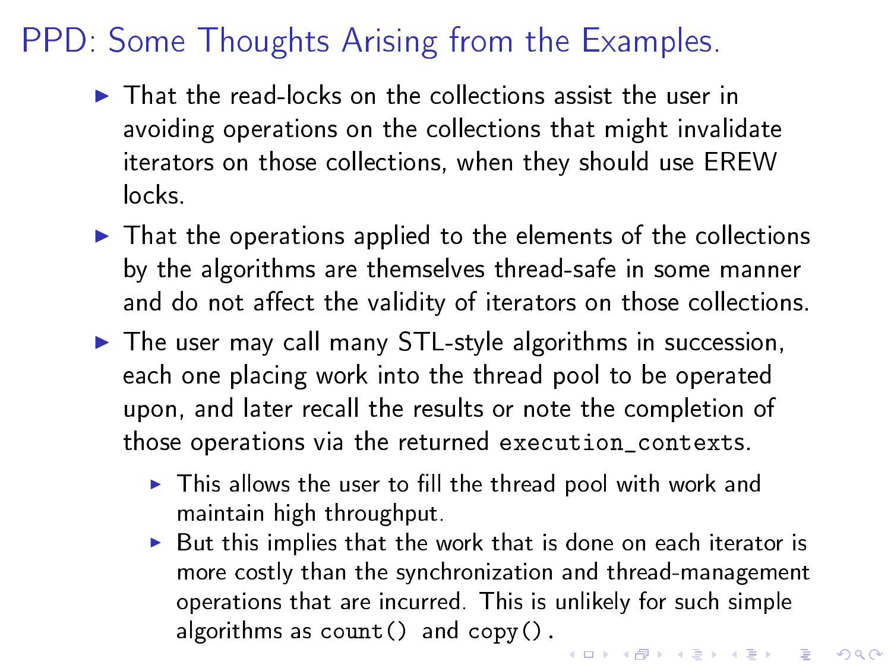# PPD: Some Thoughts Arising from the Examples.

- That the read-locks on the collections assist the user in avoiding operations on the collections that might invalidate iterators on those collections, when they should use EREW locks.
- That the operations applied to the elements of the collections by the algorithms are themselves thread-safe in some manner and do not affect the validity of iterators on those collections.
- The user may call many STL-style algorithms in succession, each one placing work into the thread pool to be operated upon, and later recall the results or note the completion of those operations via the returned `execution_contexts`.
  - This allows the user to fill the thread pool with work and maintain high throughput.
  - But this implies that the work that is done on each iterator is more costly than the synchronization and thread-management operations that are incurred. This is unlikely for such simple algorithms as `count()` and `copy()`.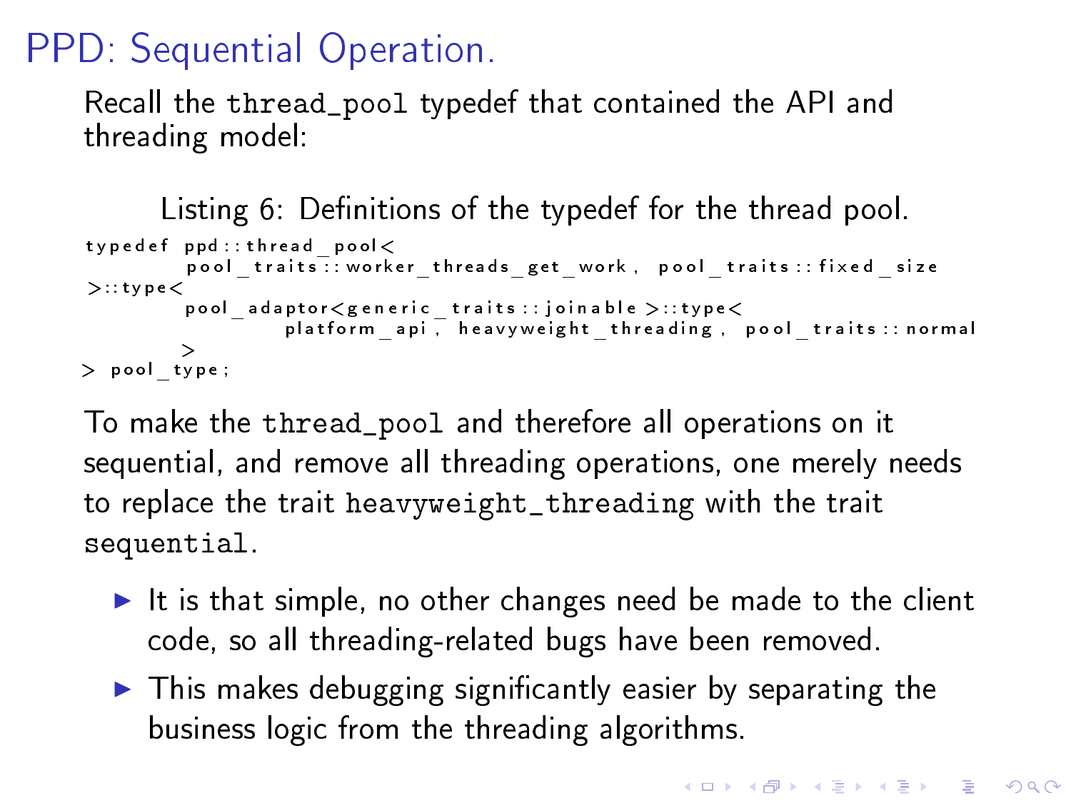# PPD: Sequential Operation.

Recall the `thread_pool` typedef that contained the API and threading model:

Listing 6: Definitions of the typedef for the thread pool.

```
typedef ppd::thread_pool<
        pool_traits::worker_threads_get_work, pool_traits::fixed_size
>::type<
        pool_adaptor<generic_traits::joinable>::type<
                platform_api, heavyweight_threading, pool_traits::normal
        >
> pool_type;
```

To make the `thread_pool` and therefore all operations on it sequential, and remove all threading operations, one merely needs to replace the trait `heavyweight_threading` with the trait `sequential`.

- It is that simple, no other changes need be made to the client code, so all threading-related bugs have been removed.
- This makes debugging significantly easier by separating the business logic from the threading algorithms.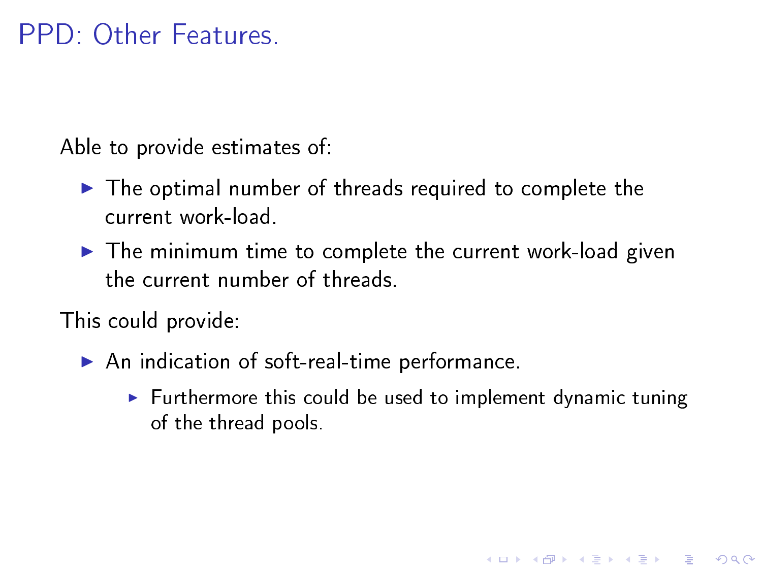# PPD: Other Features.

Able to provide estimates of:

- The optimal number of threads required to complete the current work-load.
- The minimum time to complete the current work-load given the current number of threads.

This could provide:

- An indication of soft-real-time performance.
  - Furthermore this could be used to implement dynamic tuning of the thread pools.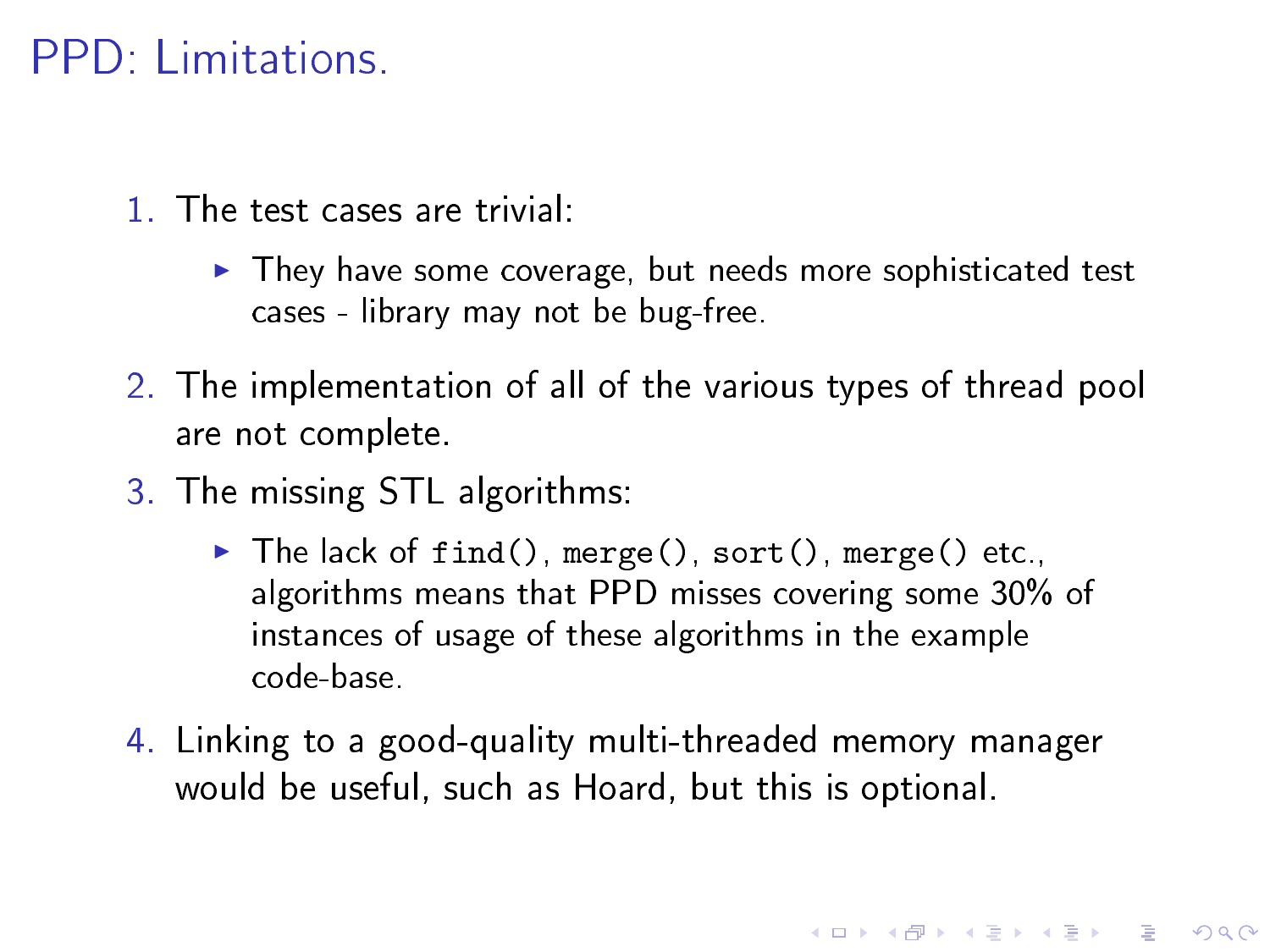# PPD: Limitations.

1. The test cases are trivial:
   - They have some coverage, but needs more sophisticated test cases - library may not be bug-free.
2. The implementation of all of the various types of thread pool are not complete.
3. The missing STL algorithms:
   - The lack of `find()`, `merge()`, `sort()`, `merge()` etc., algorithms means that PPD misses covering some 30% of instances of usage of these algorithms in the example code-base.
4. Linking to a good-quality multi-threaded memory manager would be useful, such as Hoard, but this is optional.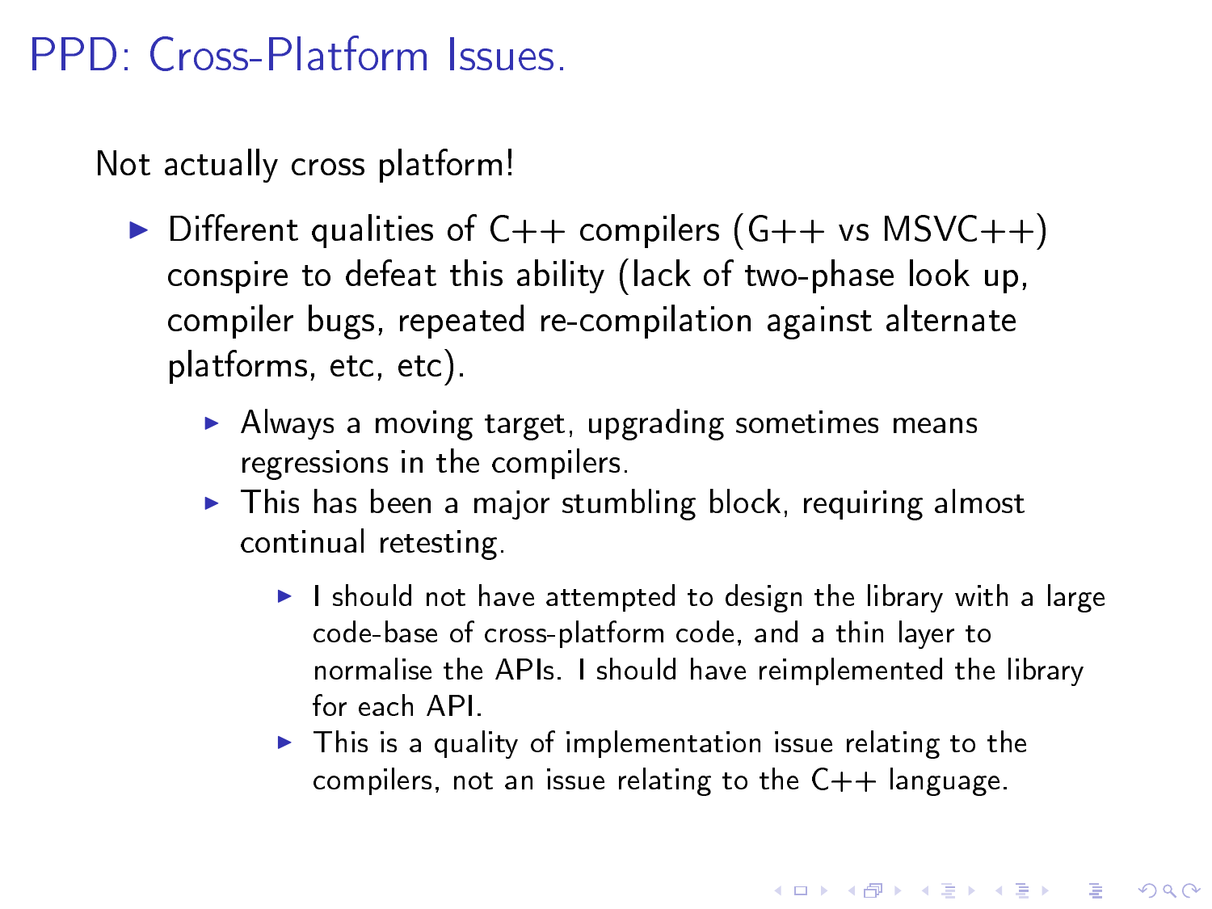# PPD: Cross-Platform Issues.

Not actually cross platform!

- Different qualities of C++ compilers (G++ vs MSVC++) conspire to defeat this ability (lack of two-phase look up, compiler bugs, repeated re-compilation against alternate platforms, etc, etc).
  - Always a moving target, upgrading sometimes means regressions in the compilers.
  - This has been a major stumbling block, requiring almost continual retesting.
    - I should not have attempted to design the library with a large code-base of cross-platform code, and a thin layer to normalise the APIs. I should have reimplemented the library for each API.
    - This is a quality of implementation issue relating to the compilers, not an issue relating to the C++ language.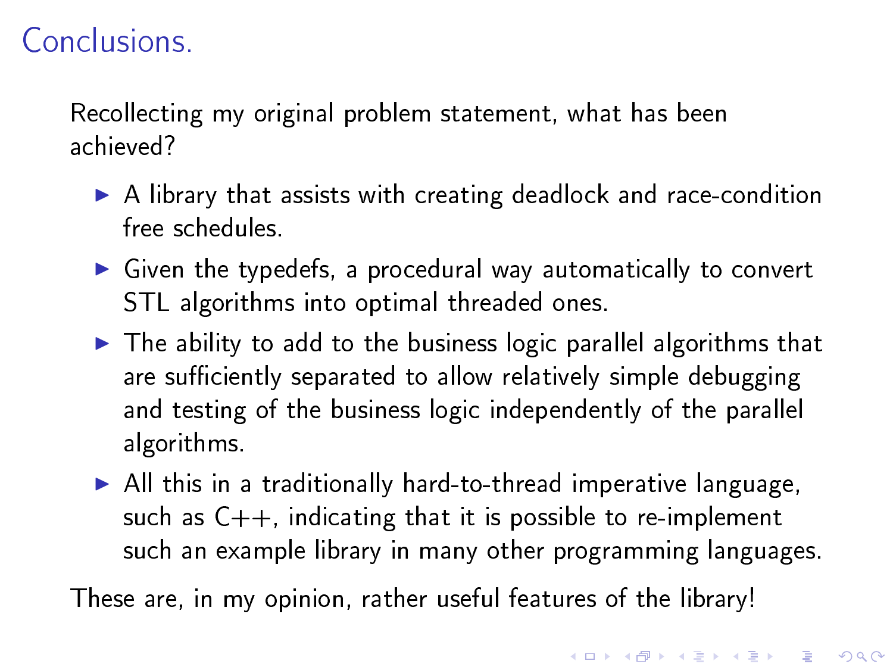# Conclusions.

Recollecting my original problem statement, what has been achieved?

- A library that assists with creating deadlock and race-condition free schedules.
- Given the typedefs, a procedural way automatically to convert STL algorithms into optimal threaded ones.
- The ability to add to the business logic parallel algorithms that are sufficiently separated to allow relatively simple debugging and testing of the business logic independently of the parallel algorithms.
- All this in a traditionally hard-to-thread imperative language, such as C++, indicating that it is possible to re-implement such an example library in many other programming languages.

These are, in my opinion, rather useful features of the library!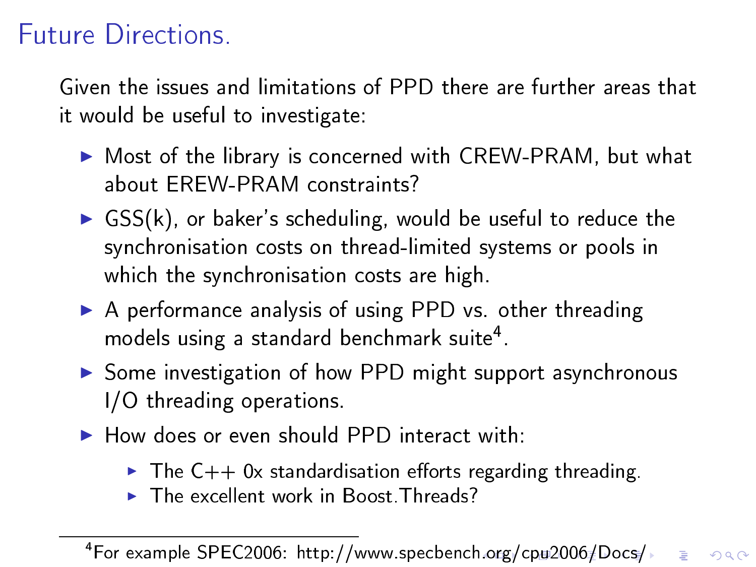# Future Directions.

Given the issues and limitations of PPD there are further areas that it would be useful to investigate:

- Most of the library is concerned with CREW-PRAM, but what about EREW-PRAM constraints?
- GSS(k), or baker's scheduling, would be useful to reduce the synchronisation costs on thread-limited systems or pools in which the synchronisation costs are high.
- A performance analysis of using PPD vs. other threading models using a standard benchmark suite[4].
- Some investigation of how PPD might support asynchronous I/O threading operations.
- How does or even should PPD interact with:
  - The C++ 0x standardisation efforts regarding threading.
  - The excellent work in Boost.Threads?

[4] For example SPEC2006: http://www.specbench.org/cpu2006/Docs/